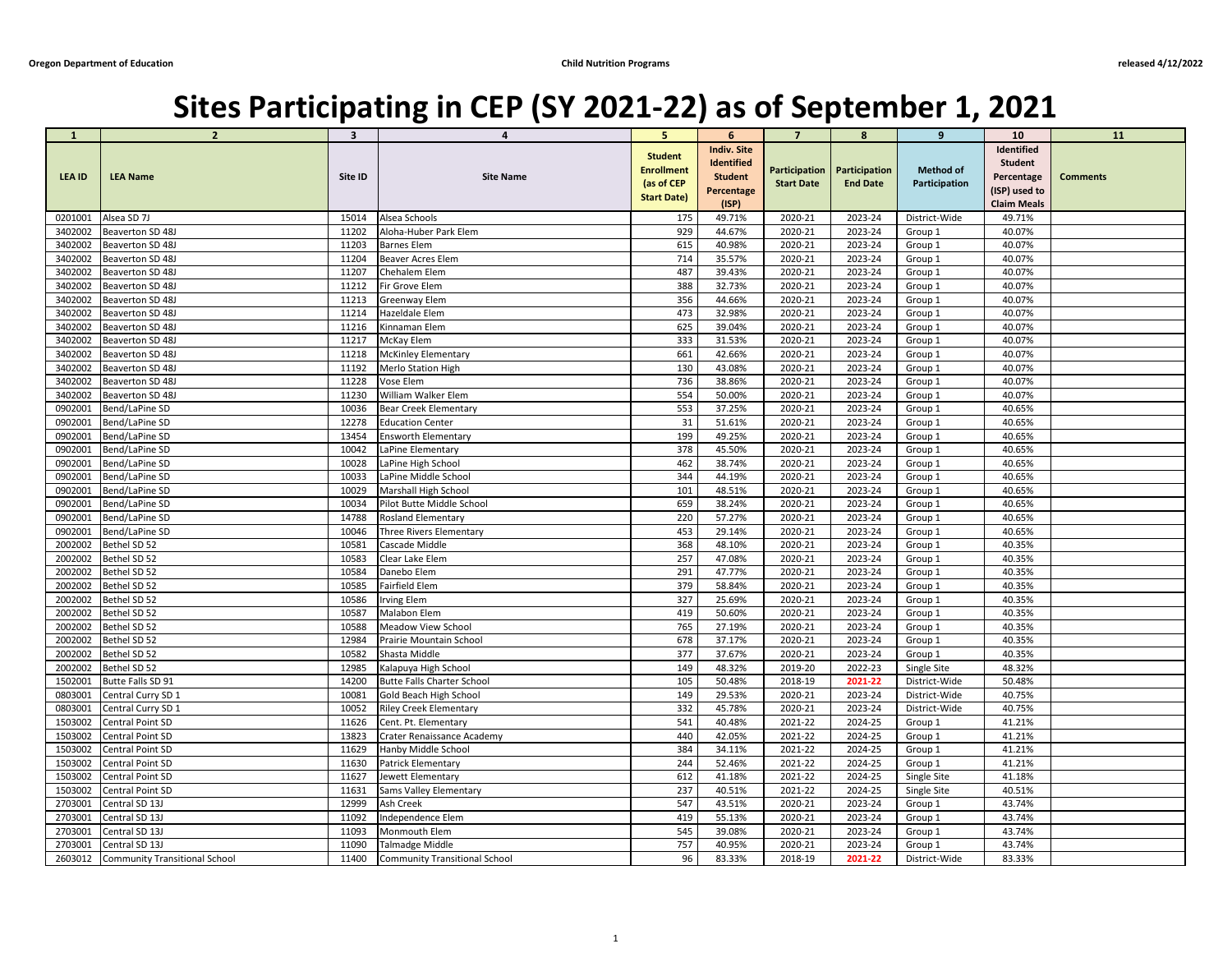Oregon Department of Education | Child Nutrition Programs | released 4/12/2022

# Sites Participating in CEP (SY 2021-22) as of September 1, 2021

| 1 | 2 | 3 | 4 | 5 | 6 | 7 | 8 | 9 | 10 | 11 |
|---|---|---|---|---|---|---|---|---|---|---|
| LEA ID | LEA Name | Site ID | Site Name | Student Enrollment (as of CEP Start Date) | Indiv. Site Identified Student Percentage (ISP) | Participation Start Date | Participation End Date | Method of Participation | Identified Student Percentage (ISP) used to Claim Meals | Comments |
| 0201001 | Alsea SD 7J | 15014 | Alsea Schools | 175 | 49.71% | 2020-21 | 2023-24 | District-Wide | 49.71% | |
| 3402002 | Beaverton SD 48J | 11202 | Aloha-Huber Park Elem | 929 | 44.67% | 2020-21 | 2023-24 | Group 1 | 40.07% | |
| 3402002 | Beaverton SD 48J | 11203 | Barnes Elem | 615 | 40.98% | 2020-21 | 2023-24 | Group 1 | 40.07% | |
| 3402002 | Beaverton SD 48J | 11204 | Beaver Acres Elem | 714 | 35.57% | 2020-21 | 2023-24 | Group 1 | 40.07% | |
| 3402002 | Beaverton SD 48J | 11207 | Chehalem Elem | 487 | 39.43% | 2020-21 | 2023-24 | Group 1 | 40.07% | |
| 3402002 | Beaverton SD 48J | 11212 | Fir Grove Elem | 388 | 32.73% | 2020-21 | 2023-24 | Group 1 | 40.07% | |
| 3402002 | Beaverton SD 48J | 11213 | Greenway Elem | 356 | 44.66% | 2020-21 | 2023-24 | Group 1 | 40.07% | |
| 3402002 | Beaverton SD 48J | 11214 | Hazeldale Elem | 473 | 32.98% | 2020-21 | 2023-24 | Group 1 | 40.07% | |
| 3402002 | Beaverton SD 48J | 11216 | Kinnaman Elem | 625 | 39.04% | 2020-21 | 2023-24 | Group 1 | 40.07% | |
| 3402002 | Beaverton SD 48J | 11217 | McKay Elem | 333 | 31.53% | 2020-21 | 2023-24 | Group 1 | 40.07% | |
| 3402002 | Beaverton SD 48J | 11218 | McKinley Elementary | 661 | 42.66% | 2020-21 | 2023-24 | Group 1 | 40.07% | |
| 3402002 | Beaverton SD 48J | 11192 | Merlo Station High | 130 | 43.08% | 2020-21 | 2023-24 | Group 1 | 40.07% | |
| 3402002 | Beaverton SD 48J | 11228 | Vose Elem | 736 | 38.86% | 2020-21 | 2023-24 | Group 1 | 40.07% | |
| 3402002 | Beaverton SD 48J | 11230 | William Walker Elem | 554 | 50.00% | 2020-21 | 2023-24 | Group 1 | 40.07% | |
| 0902001 | Bend/LaPine SD | 10036 | Bear Creek Elementary | 553 | 37.25% | 2020-21 | 2023-24 | Group 1 | 40.65% | |
| 0902001 | Bend/LaPine SD | 12278 | Education Center | 31 | 51.61% | 2020-21 | 2023-24 | Group 1 | 40.65% | |
| 0902001 | Bend/LaPine SD | 13454 | Ensworth Elementary | 199 | 49.25% | 2020-21 | 2023-24 | Group 1 | 40.65% | |
| 0902001 | Bend/LaPine SD | 10042 | LaPine Elementary | 378 | 45.50% | 2020-21 | 2023-24 | Group 1 | 40.65% | |
| 0902001 | Bend/LaPine SD | 10028 | LaPine High School | 462 | 38.74% | 2020-21 | 2023-24 | Group 1 | 40.65% | |
| 0902001 | Bend/LaPine SD | 10033 | LaPine Middle School | 344 | 44.19% | 2020-21 | 2023-24 | Group 1 | 40.65% | |
| 0902001 | Bend/LaPine SD | 10029 | Marshall High School | 101 | 48.51% | 2020-21 | 2023-24 | Group 1 | 40.65% | |
| 0902001 | Bend/LaPine SD | 10034 | Pilot Butte Middle School | 659 | 38.24% | 2020-21 | 2023-24 | Group 1 | 40.65% | |
| 0902001 | Bend/LaPine SD | 14788 | Rosland Elementary | 220 | 57.27% | 2020-21 | 2023-24 | Group 1 | 40.65% | |
| 0902001 | Bend/LaPine SD | 10046 | Three Rivers Elementary | 453 | 29.14% | 2020-21 | 2023-24 | Group 1 | 40.65% | |
| 2002002 | Bethel SD 52 | 10581 | Cascade Middle | 368 | 48.10% | 2020-21 | 2023-24 | Group 1 | 40.35% | |
| 2002002 | Bethel SD 52 | 10583 | Clear Lake Elem | 257 | 47.08% | 2020-21 | 2023-24 | Group 1 | 40.35% | |
| 2002002 | Bethel SD 52 | 10584 | Danebo Elem | 291 | 47.77% | 2020-21 | 2023-24 | Group 1 | 40.35% | |
| 2002002 | Bethel SD 52 | 10585 | Fairfield Elem | 379 | 58.84% | 2020-21 | 2023-24 | Group 1 | 40.35% | |
| 2002002 | Bethel SD 52 | 10586 | Irving Elem | 327 | 25.69% | 2020-21 | 2023-24 | Group 1 | 40.35% | |
| 2002002 | Bethel SD 52 | 10587 | Malabon Elem | 419 | 50.60% | 2020-21 | 2023-24 | Group 1 | 40.35% | |
| 2002002 | Bethel SD 52 | 10588 | Meadow View School | 765 | 27.19% | 2020-21 | 2023-24 | Group 1 | 40.35% | |
| 2002002 | Bethel SD 52 | 12984 | Prairie Mountain School | 678 | 37.17% | 2020-21 | 2023-24 | Group 1 | 40.35% | |
| 2002002 | Bethel SD 52 | 10582 | Shasta Middle | 377 | 37.67% | 2020-21 | 2023-24 | Group 1 | 40.35% | |
| 2002002 | Bethel SD 52 | 12985 | Kalapuya High School | 149 | 48.32% | 2019-20 | 2022-23 | Single Site | 48.32% | |
| 1502001 | Butte Falls SD 91 | 14200 | Butte Falls Charter School | 105 | 50.48% | 2018-19 | 2021-22 | District-Wide | 50.48% | |
| 0803001 | Central Curry SD 1 | 10081 | Gold Beach High School | 149 | 29.53% | 2020-21 | 2023-24 | District-Wide | 40.75% | |
| 0803001 | Central Curry SD 1 | 10052 | Riley Creek Elementary | 332 | 45.78% | 2020-21 | 2023-24 | District-Wide | 40.75% | |
| 1503002 | Central Point SD | 11626 | Cent. Pt. Elementary | 541 | 40.48% | 2021-22 | 2024-25 | Group 1 | 41.21% | |
| 1503002 | Central Point SD | 13823 | Crater Renaissance Academy | 440 | 42.05% | 2021-22 | 2024-25 | Group 1 | 41.21% | |
| 1503002 | Central Point SD | 11629 | Hanby Middle School | 384 | 34.11% | 2021-22 | 2024-25 | Group 1 | 41.21% | |
| 1503002 | Central Point SD | 11630 | Patrick Elementary | 244 | 52.46% | 2021-22 | 2024-25 | Group 1 | 41.21% | |
| 1503002 | Central Point SD | 11627 | Jewett Elementary | 612 | 41.18% | 2021-22 | 2024-25 | Single Site | 41.18% | |
| 1503002 | Central Point SD | 11631 | Sams Valley Elementary | 237 | 40.51% | 2021-22 | 2024-25 | Single Site | 40.51% | |
| 2703001 | Central SD 13J | 12999 | Ash Creek | 547 | 43.51% | 2020-21 | 2023-24 | Group 1 | 43.74% | |
| 2703001 | Central SD 13J | 11092 | Independence Elem | 419 | 55.13% | 2020-21 | 2023-24 | Group 1 | 43.74% | |
| 2703001 | Central SD 13J | 11093 | Monmouth Elem | 545 | 39.08% | 2020-21 | 2023-24 | Group 1 | 43.74% | |
| 2703001 | Central SD 13J | 11090 | Talmadge Middle | 757 | 40.95% | 2020-21 | 2023-24 | Group 1 | 43.74% | |
| 2603012 | Community Transitional School | 11400 | Community Transitional School | 96 | 83.33% | 2018-19 | 2021-22 | District-Wide | 83.33% | |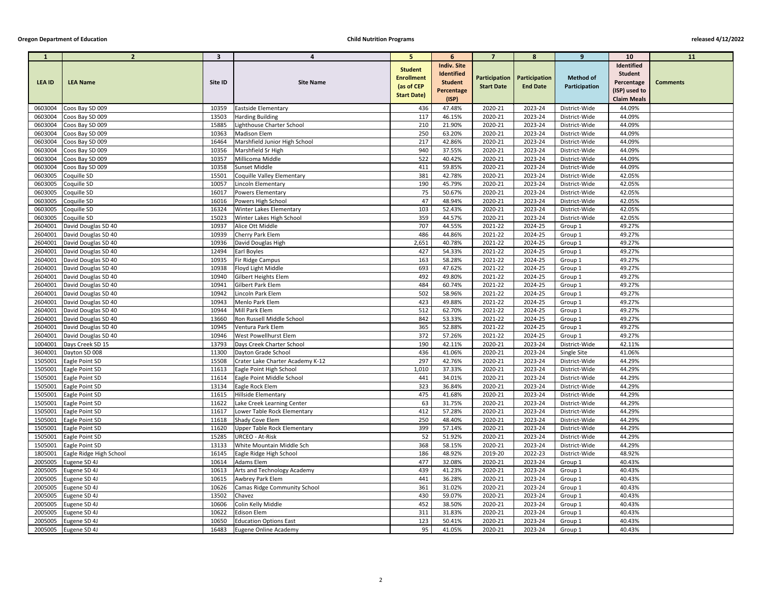| 1 | 2 | 3 | 4 | 5 | 6 | 7 | 8 | 9 | 10 | 11 |
|---|---|---|---|---|---|---|---|---|---|---|
| LEA ID | LEA Name | Site ID | Site Name | Student Enrollment (as of CEP Start Date) | Indiv. Site Identified Student Percentage (ISP) | Participation Start Date | Participation End Date | Method of Participation | Identified Student Percentage (ISP) used to Claim Meals | Comments |
| 0603004 | Coos Bay SD 009 | 10359 | Eastside Elementary | 436 | 47.48% | 2020-21 | 2023-24 | District-Wide | 44.09% | |
| 0603004 | Coos Bay SD 009 | 13503 | Harding Building | 117 | 46.15% | 2020-21 | 2023-24 | District-Wide | 44.09% | |
| 0603004 | Coos Bay SD 009 | 15885 | Lighthouse Charter School | 210 | 21.90% | 2020-21 | 2023-24 | District-Wide | 44.09% | |
| 0603004 | Coos Bay SD 009 | 10363 | Madison Elem | 250 | 63.20% | 2020-21 | 2023-24 | District-Wide | 44.09% | |
| 0603004 | Coos Bay SD 009 | 16464 | Marshfield Junior High School | 217 | 42.86% | 2020-21 | 2023-24 | District-Wide | 44.09% | |
| 0603004 | Coos Bay SD 009 | 10356 | Marshfield Sr High | 940 | 37.55% | 2020-21 | 2023-24 | District-Wide | 44.09% | |
| 0603004 | Coos Bay SD 009 | 10357 | Millicoma Middle | 522 | 40.42% | 2020-21 | 2023-24 | District-Wide | 44.09% | |
| 0603004 | Coos Bay SD 009 | 10358 | Sunset Middle | 411 | 59.85% | 2020-21 | 2023-24 | District-Wide | 44.09% | |
| 0603005 | Coquille SD | 15501 | Coquille Valley Elementary | 381 | 42.78% | 2020-21 | 2023-24 | District-Wide | 42.05% | |
| 0603005 | Coquille SD | 10057 | Lincoln Elementary | 190 | 45.79% | 2020-21 | 2023-24 | District-Wide | 42.05% | |
| 0603005 | Coquille SD | 16017 | Powers Elementary | 75 | 50.67% | 2020-21 | 2023-24 | District-Wide | 42.05% | |
| 0603005 | Coquille SD | 16016 | Powers High School | 47 | 48.94% | 2020-21 | 2023-24 | District-Wide | 42.05% | |
| 0603005 | Coquille SD | 16324 | Winter Lakes Elementary | 103 | 52.43% | 2020-21 | 2023-24 | District-Wide | 42.05% | |
| 0603005 | Coquille SD | 15023 | Winter Lakes High School | 359 | 44.57% | 2020-21 | 2023-24 | District-Wide | 42.05% | |
| 2604001 | David Douglas SD 40 | 10937 | Alice Ott Middle | 707 | 44.55% | 2021-22 | 2024-25 | Group 1 | 49.27% | |
| 2604001 | David Douglas SD 40 | 10939 | Cherry Park Elem | 486 | 44.86% | 2021-22 | 2024-25 | Group 1 | 49.27% | |
| 2604001 | David Douglas SD 40 | 10936 | David Douglas High | 2,651 | 40.78% | 2021-22 | 2024-25 | Group 1 | 49.27% | |
| 2604001 | David Douglas SD 40 | 12494 | Earl Boyles | 427 | 54.33% | 2021-22 | 2024-25 | Group 1 | 49.27% | |
| 2604001 | David Douglas SD 40 | 10935 | Fir Ridge Campus | 163 | 58.28% | 2021-22 | 2024-25 | Group 1 | 49.27% | |
| 2604001 | David Douglas SD 40 | 10938 | Floyd Light Middle | 693 | 47.62% | 2021-22 | 2024-25 | Group 1 | 49.27% | |
| 2604001 | David Douglas SD 40 | 10940 | Gilbert Heights Elem | 492 | 49.80% | 2021-22 | 2024-25 | Group 1 | 49.27% | |
| 2604001 | David Douglas SD 40 | 10941 | Gilbert Park Elem | 484 | 60.74% | 2021-22 | 2024-25 | Group 1 | 49.27% | |
| 2604001 | David Douglas SD 40 | 10942 | Lincoln Park Elem | 502 | 58.96% | 2021-22 | 2024-25 | Group 1 | 49.27% | |
| 2604001 | David Douglas SD 40 | 10943 | Menlo Park Elem | 423 | 49.88% | 2021-22 | 2024-25 | Group 1 | 49.27% | |
| 2604001 | David Douglas SD 40 | 10944 | Mill Park Elem | 512 | 62.70% | 2021-22 | 2024-25 | Group 1 | 49.27% | |
| 2604001 | David Douglas SD 40 | 13660 | Ron Russell Middle School | 842 | 53.33% | 2021-22 | 2024-25 | Group 1 | 49.27% | |
| 2604001 | David Douglas SD 40 | 10945 | Ventura Park Elem | 365 | 52.88% | 2021-22 | 2024-25 | Group 1 | 49.27% | |
| 2604001 | David Douglas SD 40 | 10946 | West Powellhurst Elem | 372 | 57.26% | 2021-22 | 2024-25 | Group 1 | 49.27% | |
| 1004001 | Days Creek SD 15 | 13793 | Days Creek Charter School | 190 | 42.11% | 2020-21 | 2023-24 | District-Wide | 42.11% | |
| 3604001 | Dayton SD 008 | 11300 | Dayton Grade School | 436 | 41.06% | 2020-21 | 2023-24 | Single Site | 41.06% | |
| 1505001 | Eagle Point SD | 15508 | Crater Lake Charter Academy K-12 | 297 | 42.76% | 2020-21 | 2023-24 | District-Wide | 44.29% | |
| 1505001 | Eagle Point SD | 11613 | Eagle Point High School | 1,010 | 37.33% | 2020-21 | 2023-24 | District-Wide | 44.29% | |
| 1505001 | Eagle Point SD | 11614 | Eagle Point Middle School | 441 | 34.01% | 2020-21 | 2023-24 | District-Wide | 44.29% | |
| 1505001 | Eagle Point SD | 13134 | Eagle Rock Elem | 323 | 36.84% | 2020-21 | 2023-24 | District-Wide | 44.29% | |
| 1505001 | Eagle Point SD | 11615 | Hillside Elementary | 475 | 41.68% | 2020-21 | 2023-24 | District-Wide | 44.29% | |
| 1505001 | Eagle Point SD | 11622 | Lake Creek Learning Center | 63 | 31.75% | 2020-21 | 2023-24 | District-Wide | 44.29% | |
| 1505001 | Eagle Point SD | 11617 | Lower Table Rock Elementary | 412 | 57.28% | 2020-21 | 2023-24 | District-Wide | 44.29% | |
| 1505001 | Eagle Point SD | 11618 | Shady Cove Elem | 250 | 48.40% | 2020-21 | 2023-24 | District-Wide | 44.29% | |
| 1505001 | Eagle Point SD | 11620 | Upper Table Rock Elementary | 399 | 57.14% | 2020-21 | 2023-24 | District-Wide | 44.29% | |
| 1505001 | Eagle Point SD | 15285 | URCEO - At-Risk | 52 | 51.92% | 2020-21 | 2023-24 | District-Wide | 44.29% | |
| 1505001 | Eagle Point SD | 13133 | White Mountain Middle Sch | 368 | 58.15% | 2020-21 | 2023-24 | District-Wide | 44.29% | |
| 1805001 | Eagle Ridge High School | 16145 | Eagle Ridge High School | 186 | 48.92% | 2019-20 | 2022-23 | District-Wide | 48.92% | |
| 2005005 | Eugene SD 4J | 10614 | Adams Elem | 477 | 32.08% | 2020-21 | 2023-24 | Group 1 | 40.43% | |
| 2005005 | Eugene SD 4J | 10613 | Arts and Technology Academy | 439 | 41.23% | 2020-21 | 2023-24 | Group 1 | 40.43% | |
| 2005005 | Eugene SD 4J | 10615 | Awbrey Park Elem | 441 | 36.28% | 2020-21 | 2023-24 | Group 1 | 40.43% | |
| 2005005 | Eugene SD 4J | 10626 | Camas Ridge Community School | 361 | 31.02% | 2020-21 | 2023-24 | Group 1 | 40.43% | |
| 2005005 | Eugene SD 4J | 13502 | Chavez | 430 | 59.07% | 2020-21 | 2023-24 | Group 1 | 40.43% | |
| 2005005 | Eugene SD 4J | 10606 | Colin Kelly Middle | 452 | 38.50% | 2020-21 | 2023-24 | Group 1 | 40.43% | |
| 2005005 | Eugene SD 4J | 10622 | Edison Elem | 311 | 31.83% | 2020-21 | 2023-24 | Group 1 | 40.43% | |
| 2005005 | Eugene SD 4J | 10650 | Education Options East | 123 | 50.41% | 2020-21 | 2023-24 | Group 1 | 40.43% | |
| 2005005 | Eugene SD 4J | 16483 | Eugene Online Academy | 95 | 41.05% | 2020-21 | 2023-24 | Group 1 | 40.43% | |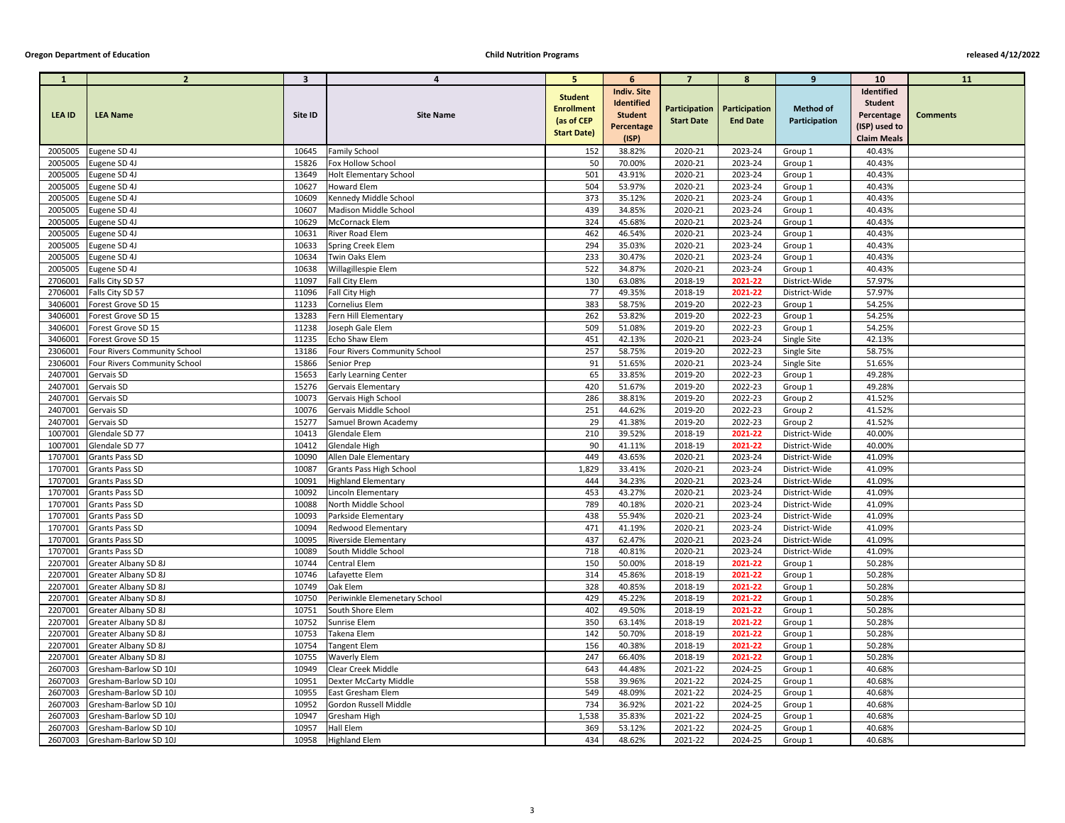| 1 | 2 | 3 | 4 | 5 | 6 | 7 | 8 | 9 | 10 | 11 |
|---|---|---|---|---|---|---|---|---|---|---|
| LEA ID | LEA Name | Site ID | Site Name | Student Enrollment (as of CEP Start Date) | Indiv. Site Identified Student Percentage (ISP) | Participation Start Date | Participation End Date | Method of Participation | Identified Student Percentage (ISP) used to Claim Meals | Comments |
| 2005005 | Eugene SD 4J | 10645 | Family School | 152 | 38.82% | 2020-21 | 2023-24 | Group 1 | 40.43% | |
| 2005005 | Eugene SD 4J | 15826 | Fox Hollow School | 50 | 70.00% | 2020-21 | 2023-24 | Group 1 | 40.43% | |
| 2005005 | Eugene SD 4J | 13649 | Holt Elementary School | 501 | 43.91% | 2020-21 | 2023-24 | Group 1 | 40.43% | |
| 2005005 | Eugene SD 4J | 10627 | Howard Elem | 504 | 53.97% | 2020-21 | 2023-24 | Group 1 | 40.43% | |
| 2005005 | Eugene SD 4J | 10609 | Kennedy Middle School | 373 | 35.12% | 2020-21 | 2023-24 | Group 1 | 40.43% | |
| 2005005 | Eugene SD 4J | 10607 | Madison Middle School | 439 | 34.85% | 2020-21 | 2023-24 | Group 1 | 40.43% | |
| 2005005 | Eugene SD 4J | 10629 | McCornack Elem | 324 | 45.68% | 2020-21 | 2023-24 | Group 1 | 40.43% | |
| 2005005 | Eugene SD 4J | 10631 | River Road Elem | 462 | 46.54% | 2020-21 | 2023-24 | Group 1 | 40.43% | |
| 2005005 | Eugene SD 4J | 10633 | Spring Creek Elem | 294 | 35.03% | 2020-21 | 2023-24 | Group 1 | 40.43% | |
| 2005005 | Eugene SD 4J | 10634 | Twin Oaks Elem | 233 | 30.47% | 2020-21 | 2023-24 | Group 1 | 40.43% | |
| 2005005 | Eugene SD 4J | 10638 | Willagillespie Elem | 522 | 34.87% | 2020-21 | 2023-24 | Group 1 | 40.43% | |
| 2706001 | Falls City SD 57 | 11097 | Fall City Elem | 130 | 63.08% | 2018-19 | 2021-22 | District-Wide | 57.97% | |
| 2706001 | Falls City SD 57 | 11096 | Fall City High | 77 | 49.35% | 2018-19 | 2021-22 | District-Wide | 57.97% | |
| 3406001 | Forest Grove SD 15 | 11233 | Cornelius Elem | 383 | 58.75% | 2019-20 | 2022-23 | Group 1 | 54.25% | |
| 3406001 | Forest Grove SD 15 | 13283 | Fern Hill Elementary | 262 | 53.82% | 2019-20 | 2022-23 | Group 1 | 54.25% | |
| 3406001 | Forest Grove SD 15 | 11238 | Joseph Gale Elem | 509 | 51.08% | 2019-20 | 2022-23 | Group 1 | 54.25% | |
| 3406001 | Forest Grove SD 15 | 11235 | Echo Shaw Elem | 451 | 42.13% | 2020-21 | 2023-24 | Single Site | 42.13% | |
| 2306001 | Four Rivers Community School | 13186 | Four Rivers Community School | 257 | 58.75% | 2019-20 | 2022-23 | Single Site | 58.75% | |
| 2306001 | Four Rivers Community School | 15866 | Senior Prep | 91 | 51.65% | 2020-21 | 2023-24 | Single Site | 51.65% | |
| 2407001 | Gervais SD | 15653 | Early Learning Center | 65 | 33.85% | 2019-20 | 2022-23 | Group 1 | 49.28% | |
| 2407001 | Gervais SD | 15276 | Gervais Elementary | 420 | 51.67% | 2019-20 | 2022-23 | Group 1 | 49.28% | |
| 2407001 | Gervais SD | 10073 | Gervais High School | 286 | 38.81% | 2019-20 | 2022-23 | Group 2 | 41.52% | |
| 2407001 | Gervais SD | 10076 | Gervais Middle School | 251 | 44.62% | 2019-20 | 2022-23 | Group 2 | 41.52% | |
| 2407001 | Gervais SD | 15277 | Samuel Brown Academy | 29 | 41.38% | 2019-20 | 2022-23 | Group 2 | 41.52% | |
| 1007001 | Glendale SD 77 | 10413 | Glendale Elem | 210 | 39.52% | 2018-19 | 2021-22 | District-Wide | 40.00% | |
| 1007001 | Glendale SD 77 | 10412 | Glendale High | 90 | 41.11% | 2018-19 | 2021-22 | District-Wide | 40.00% | |
| 1707001 | Grants Pass SD | 10090 | Allen Dale Elementary | 449 | 43.65% | 2020-21 | 2023-24 | District-Wide | 41.09% | |
| 1707001 | Grants Pass SD | 10087 | Grants Pass High School | 1,829 | 33.41% | 2020-21 | 2023-24 | District-Wide | 41.09% | |
| 1707001 | Grants Pass SD | 10091 | Highland Elementary | 444 | 34.23% | 2020-21 | 2023-24 | District-Wide | 41.09% | |
| 1707001 | Grants Pass SD | 10092 | Lincoln Elementary | 453 | 43.27% | 2020-21 | 2023-24 | District-Wide | 41.09% | |
| 1707001 | Grants Pass SD | 10088 | North Middle School | 789 | 40.18% | 2020-21 | 2023-24 | District-Wide | 41.09% | |
| 1707001 | Grants Pass SD | 10093 | Parkside Elementary | 438 | 55.94% | 2020-21 | 2023-24 | District-Wide | 41.09% | |
| 1707001 | Grants Pass SD | 10094 | Redwood Elementary | 471 | 41.19% | 2020-21 | 2023-24 | District-Wide | 41.09% | |
| 1707001 | Grants Pass SD | 10095 | Riverside Elementary | 437 | 62.47% | 2020-21 | 2023-24 | District-Wide | 41.09% | |
| 1707001 | Grants Pass SD | 10089 | South Middle School | 718 | 40.81% | 2020-21 | 2023-24 | District-Wide | 41.09% | |
| 2207001 | Greater Albany SD 8J | 10744 | Central Elem | 150 | 50.00% | 2018-19 | 2021-22 | Group 1 | 50.28% | |
| 2207001 | Greater Albany SD 8J | 10746 | Lafayette Elem | 314 | 45.86% | 2018-19 | 2021-22 | Group 1 | 50.28% | |
| 2207001 | Greater Albany SD 8J | 10749 | Oak Elem | 328 | 40.85% | 2018-19 | 2021-22 | Group 1 | 50.28% | |
| 2207001 | Greater Albany SD 8J | 10750 | Periwinkle Elemenetary School | 429 | 45.22% | 2018-19 | 2021-22 | Group 1 | 50.28% | |
| 2207001 | Greater Albany SD 8J | 10751 | South Shore Elem | 402 | 49.50% | 2018-19 | 2021-22 | Group 1 | 50.28% | |
| 2207001 | Greater Albany SD 8J | 10752 | Sunrise Elem | 350 | 63.14% | 2018-19 | 2021-22 | Group 1 | 50.28% | |
| 2207001 | Greater Albany SD 8J | 10753 | Takena Elem | 142 | 50.70% | 2018-19 | 2021-22 | Group 1 | 50.28% | |
| 2207001 | Greater Albany SD 8J | 10754 | Tangent Elem | 156 | 40.38% | 2018-19 | 2021-22 | Group 1 | 50.28% | |
| 2207001 | Greater Albany SD 8J | 10755 | Waverly Elem | 247 | 66.40% | 2018-19 | 2021-22 | Group 1 | 50.28% | |
| 2607003 | Gresham-Barlow SD 10J | 10949 | Clear Creek Middle | 643 | 44.48% | 2021-22 | 2024-25 | Group 1 | 40.68% | |
| 2607003 | Gresham-Barlow SD 10J | 10951 | Dexter McCarty Middle | 558 | 39.96% | 2021-22 | 2024-25 | Group 1 | 40.68% | |
| 2607003 | Gresham-Barlow SD 10J | 10955 | East Gresham Elem | 549 | 48.09% | 2021-22 | 2024-25 | Group 1 | 40.68% | |
| 2607003 | Gresham-Barlow SD 10J | 10952 | Gordon Russell Middle | 734 | 36.92% | 2021-22 | 2024-25 | Group 1 | 40.68% | |
| 2607003 | Gresham-Barlow SD 10J | 10947 | Gresham High | 1,538 | 35.83% | 2021-22 | 2024-25 | Group 1 | 40.68% | |
| 2607003 | Gresham-Barlow SD 10J | 10957 | Hall Elem | 369 | 53.12% | 2021-22 | 2024-25 | Group 1 | 40.68% | |
| 2607003 | Gresham-Barlow SD 10J | 10958 | Highland Elem | 434 | 48.62% | 2021-22 | 2024-25 | Group 1 | 40.68% | |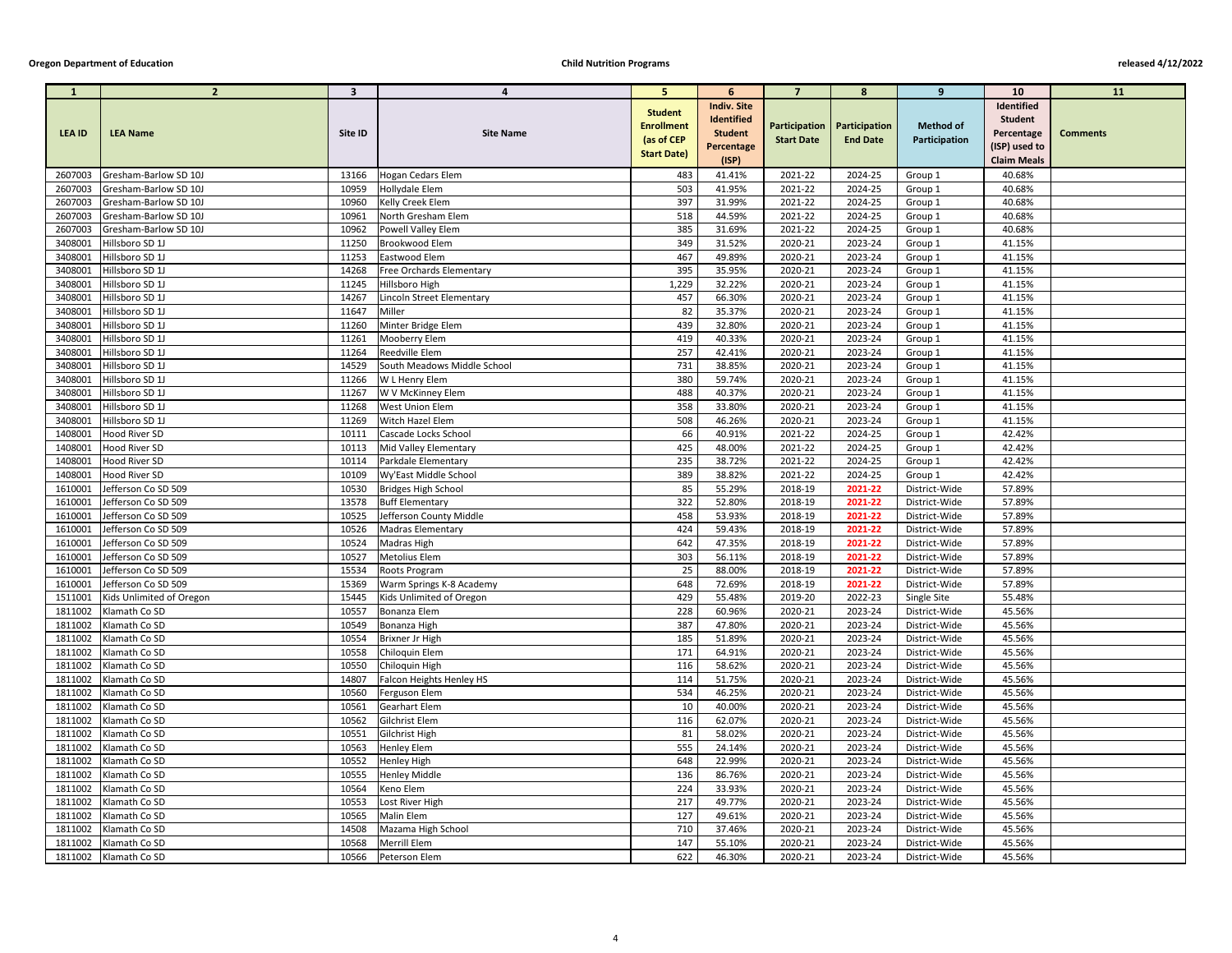| 1 | 2 | 3 | 4 | 5 | 6 | 7 | 8 | 9 | 10 | 11 |
|---|---|---|---|---|---|---|---|---|---|---|
| LEA ID | LEA Name | Site ID | Site Name | Student Enrollment (as of CEP Start Date) | Indiv. Site Identified Student Percentage (ISP) | Participation Start Date | Participation End Date | Method of Participation | Identified Student Percentage (ISP) used to Claim Meals | Comments |
| 2607003 | Gresham-Barlow SD 10J | 13166 | Hogan Cedars Elem | 483 | 41.41% | 2021-22 | 2024-25 | Group 1 | 40.68% | |
| 2607003 | Gresham-Barlow SD 10J | 10959 | Hollydale Elem | 503 | 41.95% | 2021-22 | 2024-25 | Group 1 | 40.68% | |
| 2607003 | Gresham-Barlow SD 10J | 10960 | Kelly Creek Elem | 397 | 31.99% | 2021-22 | 2024-25 | Group 1 | 40.68% | |
| 2607003 | Gresham-Barlow SD 10J | 10961 | North Gresham Elem | 518 | 44.59% | 2021-22 | 2024-25 | Group 1 | 40.68% | |
| 2607003 | Gresham-Barlow SD 10J | 10962 | Powell Valley Elem | 385 | 31.69% | 2021-22 | 2024-25 | Group 1 | 40.68% | |
| 3408001 | Hillsboro SD 1J | 11250 | Brookwood Elem | 349 | 31.52% | 2020-21 | 2023-24 | Group 1 | 41.15% | |
| 3408001 | Hillsboro SD 1J | 11253 | Eastwood Elem | 467 | 49.89% | 2020-21 | 2023-24 | Group 1 | 41.15% | |
| 3408001 | Hillsboro SD 1J | 14268 | Free Orchards Elementary | 395 | 35.95% | 2020-21 | 2023-24 | Group 1 | 41.15% | |
| 3408001 | Hillsboro SD 1J | 11245 | Hillsboro High | 1,229 | 32.22% | 2020-21 | 2023-24 | Group 1 | 41.15% | |
| 3408001 | Hillsboro SD 1J | 14267 | Lincoln Street Elementary | 457 | 66.30% | 2020-21 | 2023-24 | Group 1 | 41.15% | |
| 3408001 | Hillsboro SD 1J | 11647 | Miller | 82 | 35.37% | 2020-21 | 2023-24 | Group 1 | 41.15% | |
| 3408001 | Hillsboro SD 1J | 11260 | Minter Bridge Elem | 439 | 32.80% | 2020-21 | 2023-24 | Group 1 | 41.15% | |
| 3408001 | Hillsboro SD 1J | 11261 | Mooberry Elem | 419 | 40.33% | 2020-21 | 2023-24 | Group 1 | 41.15% | |
| 3408001 | Hillsboro SD 1J | 11264 | Reedville Elem | 257 | 42.41% | 2020-21 | 2023-24 | Group 1 | 41.15% | |
| 3408001 | Hillsboro SD 1J | 14529 | South Meadows Middle School | 731 | 38.85% | 2020-21 | 2023-24 | Group 1 | 41.15% | |
| 3408001 | Hillsboro SD 1J | 11266 | W L Henry Elem | 380 | 59.74% | 2020-21 | 2023-24 | Group 1 | 41.15% | |
| 3408001 | Hillsboro SD 1J | 11267 | W V McKinney Elem | 488 | 40.37% | 2020-21 | 2023-24 | Group 1 | 41.15% | |
| 3408001 | Hillsboro SD 1J | 11268 | West Union Elem | 358 | 33.80% | 2020-21 | 2023-24 | Group 1 | 41.15% | |
| 3408001 | Hillsboro SD 1J | 11269 | Witch Hazel Elem | 508 | 46.26% | 2020-21 | 2023-24 | Group 1 | 41.15% | |
| 1408001 | Hood River SD | 10111 | Cascade Locks School | 66 | 40.91% | 2021-22 | 2024-25 | Group 1 | 42.42% | |
| 1408001 | Hood River SD | 10113 | Mid Valley Elementary | 425 | 48.00% | 2021-22 | 2024-25 | Group 1 | 42.42% | |
| 1408001 | Hood River SD | 10114 | Parkdale Elementary | 235 | 38.72% | 2021-22 | 2024-25 | Group 1 | 42.42% | |
| 1408001 | Hood River SD | 10109 | Wy'East Middle School | 389 | 38.82% | 2021-22 | 2024-25 | Group 1 | 42.42% | |
| 1610001 | Jefferson Co SD 509 | 10530 | Bridges High School | 85 | 55.29% | 2018-19 | 2021-22 | District-Wide | 57.89% | |
| 1610001 | Jefferson Co SD 509 | 13578 | Buff Elementary | 322 | 52.80% | 2018-19 | 2021-22 | District-Wide | 57.89% | |
| 1610001 | Jefferson Co SD 509 | 10525 | Jefferson County Middle | 458 | 53.93% | 2018-19 | 2021-22 | District-Wide | 57.89% | |
| 1610001 | Jefferson Co SD 509 | 10526 | Madras Elementary | 424 | 59.43% | 2018-19 | 2021-22 | District-Wide | 57.89% | |
| 1610001 | Jefferson Co SD 509 | 10524 | Madras High | 642 | 47.35% | 2018-19 | 2021-22 | District-Wide | 57.89% | |
| 1610001 | Jefferson Co SD 509 | 10527 | Metolius Elem | 303 | 56.11% | 2018-19 | 2021-22 | District-Wide | 57.89% | |
| 1610001 | Jefferson Co SD 509 | 15534 | Roots Program | 25 | 88.00% | 2018-19 | 2021-22 | District-Wide | 57.89% | |
| 1610001 | Jefferson Co SD 509 | 15369 | Warm Springs K-8 Academy | 648 | 72.69% | 2018-19 | 2021-22 | District-Wide | 57.89% | |
| 1511001 | Kids Unlimited of Oregon | 15445 | Kids Unlimited of Oregon | 429 | 55.48% | 2019-20 | 2022-23 | Single Site | 55.48% | |
| 1811002 | Klamath Co SD | 10557 | Bonanza Elem | 228 | 60.96% | 2020-21 | 2023-24 | District-Wide | 45.56% | |
| 1811002 | Klamath Co SD | 10549 | Bonanza High | 387 | 47.80% | 2020-21 | 2023-24 | District-Wide | 45.56% | |
| 1811002 | Klamath Co SD | 10554 | Brixner Jr High | 185 | 51.89% | 2020-21 | 2023-24 | District-Wide | 45.56% | |
| 1811002 | Klamath Co SD | 10558 | Chiloquin Elem | 171 | 64.91% | 2020-21 | 2023-24 | District-Wide | 45.56% | |
| 1811002 | Klamath Co SD | 10550 | Chiloquin High | 116 | 58.62% | 2020-21 | 2023-24 | District-Wide | 45.56% | |
| 1811002 | Klamath Co SD | 14807 | Falcon Heights Henley HS | 114 | 51.75% | 2020-21 | 2023-24 | District-Wide | 45.56% | |
| 1811002 | Klamath Co SD | 10560 | Ferguson Elem | 534 | 46.25% | 2020-21 | 2023-24 | District-Wide | 45.56% | |
| 1811002 | Klamath Co SD | 10561 | Gearhart Elem | 10 | 40.00% | 2020-21 | 2023-24 | District-Wide | 45.56% | |
| 1811002 | Klamath Co SD | 10562 | Gilchrist Elem | 116 | 62.07% | 2020-21 | 2023-24 | District-Wide | 45.56% | |
| 1811002 | Klamath Co SD | 10551 | Gilchrist High | 81 | 58.02% | 2020-21 | 2023-24 | District-Wide | 45.56% | |
| 1811002 | Klamath Co SD | 10563 | Henley Elem | 555 | 24.14% | 2020-21 | 2023-24 | District-Wide | 45.56% | |
| 1811002 | Klamath Co SD | 10552 | Henley High | 648 | 22.99% | 2020-21 | 2023-24 | District-Wide | 45.56% | |
| 1811002 | Klamath Co SD | 10555 | Henley Middle | 136 | 86.76% | 2020-21 | 2023-24 | District-Wide | 45.56% | |
| 1811002 | Klamath Co SD | 10564 | Keno Elem | 224 | 33.93% | 2020-21 | 2023-24 | District-Wide | 45.56% | |
| 1811002 | Klamath Co SD | 10553 | Lost River High | 217 | 49.77% | 2020-21 | 2023-24 | District-Wide | 45.56% | |
| 1811002 | Klamath Co SD | 10565 | Malin Elem | 127 | 49.61% | 2020-21 | 2023-24 | District-Wide | 45.56% | |
| 1811002 | Klamath Co SD | 14508 | Mazama High School | 710 | 37.46% | 2020-21 | 2023-24 | District-Wide | 45.56% | |
| 1811002 | Klamath Co SD | 10568 | Merrill Elem | 147 | 55.10% | 2020-21 | 2023-24 | District-Wide | 45.56% | |
| 1811002 | Klamath Co SD | 10566 | Peterson Elem | 622 | 46.30% | 2020-21 | 2023-24 | District-Wide | 45.56% | |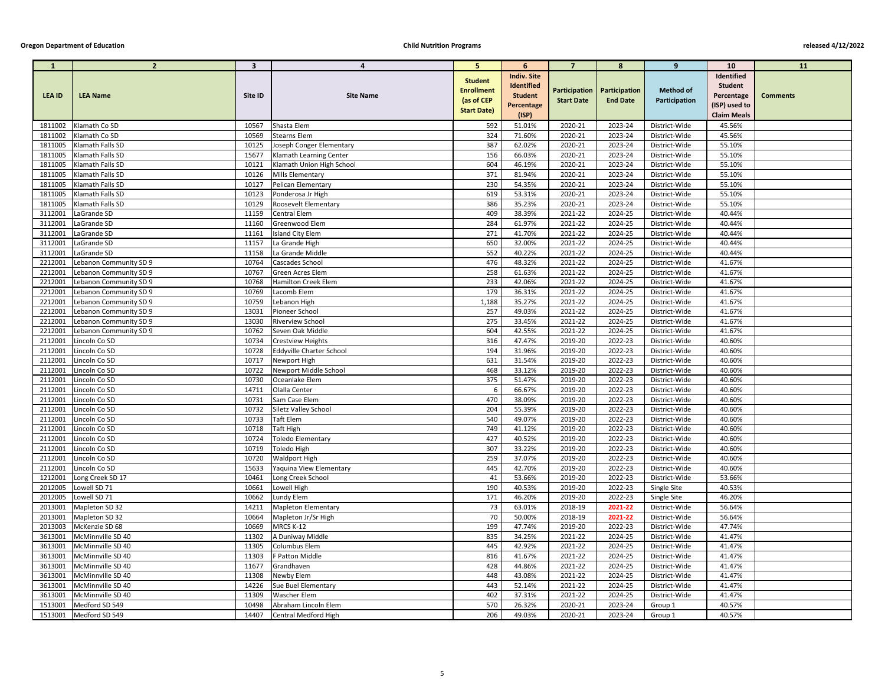| 1 | 2 | 3 | 4 | 5 | 6 | 7 | 8 | 9 | 10 | 11 |
|---|---|---|---|---|---|---|---|---|---|---|
| LEA ID | LEA Name | Site ID | Site Name | Student Enrollment (as of CEP Start Date) | Indiv. Site Identified Student Percentage (ISP) | Participation Start Date | Participation End Date | Method of Participation | Identified Student Percentage (ISP) used to Claim Meals | Comments |
| 1811002 | Klamath Co SD | 10567 | Shasta Elem | 592 | 51.01% | 2020-21 | 2023-24 | District-Wide | 45.56% | |
| 1811002 | Klamath Co SD | 10569 | Stearns Elem | 324 | 71.60% | 2020-21 | 2023-24 | District-Wide | 45.56% | |
| 1811005 | Klamath Falls SD | 10125 | Joseph Conger Elementary | 387 | 62.02% | 2020-21 | 2023-24 | District-Wide | 55.10% | |
| 1811005 | Klamath Falls SD | 15677 | Klamath Learning Center | 156 | 66.03% | 2020-21 | 2023-24 | District-Wide | 55.10% | |
| 1811005 | Klamath Falls SD | 10121 | Klamath Union High School | 604 | 46.19% | 2020-21 | 2023-24 | District-Wide | 55.10% | |
| 1811005 | Klamath Falls SD | 10126 | Mills Elementary | 371 | 81.94% | 2020-21 | 2023-24 | District-Wide | 55.10% | |
| 1811005 | Klamath Falls SD | 10127 | Pelican Elementary | 230 | 54.35% | 2020-21 | 2023-24 | District-Wide | 55.10% | |
| 1811005 | Klamath Falls SD | 10123 | Ponderosa Jr High | 619 | 53.31% | 2020-21 | 2023-24 | District-Wide | 55.10% | |
| 1811005 | Klamath Falls SD | 10129 | Roosevelt Elementary | 386 | 35.23% | 2020-21 | 2023-24 | District-Wide | 55.10% | |
| 3112001 | LaGrande SD | 11159 | Central Elem | 409 | 38.39% | 2021-22 | 2024-25 | District-Wide | 40.44% | |
| 3112001 | LaGrande SD | 11160 | Greenwood Elem | 284 | 61.97% | 2021-22 | 2024-25 | District-Wide | 40.44% | |
| 3112001 | LaGrande SD | 11161 | Island City Elem | 271 | 41.70% | 2021-22 | 2024-25 | District-Wide | 40.44% | |
| 3112001 | LaGrande SD | 11157 | La Grande High | 650 | 32.00% | 2021-22 | 2024-25 | District-Wide | 40.44% | |
| 3112001 | LaGrande SD | 11158 | La Grande Middle | 552 | 40.22% | 2021-22 | 2024-25 | District-Wide | 40.44% | |
| 2212001 | Lebanon Community SD 9 | 10764 | Cascades School | 476 | 48.32% | 2021-22 | 2024-25 | District-Wide | 41.67% | |
| 2212001 | Lebanon Community SD 9 | 10767 | Green Acres Elem | 258 | 61.63% | 2021-22 | 2024-25 | District-Wide | 41.67% | |
| 2212001 | Lebanon Community SD 9 | 10768 | Hamilton Creek Elem | 233 | 42.06% | 2021-22 | 2024-25 | District-Wide | 41.67% | |
| 2212001 | Lebanon Community SD 9 | 10769 | Lacomb Elem | 179 | 36.31% | 2021-22 | 2024-25 | District-Wide | 41.67% | |
| 2212001 | Lebanon Community SD 9 | 10759 | Lebanon High | 1,188 | 35.27% | 2021-22 | 2024-25 | District-Wide | 41.67% | |
| 2212001 | Lebanon Community SD 9 | 13031 | Pioneer School | 257 | 49.03% | 2021-22 | 2024-25 | District-Wide | 41.67% | |
| 2212001 | Lebanon Community SD 9 | 13030 | Riverview School | 275 | 33.45% | 2021-22 | 2024-25 | District-Wide | 41.67% | |
| 2212001 | Lebanon Community SD 9 | 10762 | Seven Oak Middle | 604 | 42.55% | 2021-22 | 2024-25 | District-Wide | 41.67% | |
| 2112001 | Lincoln Co SD | 10734 | Crestview Heights | 316 | 47.47% | 2019-20 | 2022-23 | District-Wide | 40.60% | |
| 2112001 | Lincoln Co SD | 10728 | Eddyville Charter School | 194 | 31.96% | 2019-20 | 2022-23 | District-Wide | 40.60% | |
| 2112001 | Lincoln Co SD | 10717 | Newport High | 631 | 31.54% | 2019-20 | 2022-23 | District-Wide | 40.60% | |
| 2112001 | Lincoln Co SD | 10722 | Newport Middle School | 468 | 33.12% | 2019-20 | 2022-23 | District-Wide | 40.60% | |
| 2112001 | Lincoln Co SD | 10730 | Oceanlake Elem | 375 | 51.47% | 2019-20 | 2022-23 | District-Wide | 40.60% | |
| 2112001 | Lincoln Co SD | 14711 | Olalla Center | 6 | 66.67% | 2019-20 | 2022-23 | District-Wide | 40.60% | |
| 2112001 | Lincoln Co SD | 10731 | Sam Case Elem | 470 | 38.09% | 2019-20 | 2022-23 | District-Wide | 40.60% | |
| 2112001 | Lincoln Co SD | 10732 | Siletz Valley School | 204 | 55.39% | 2019-20 | 2022-23 | District-Wide | 40.60% | |
| 2112001 | Lincoln Co SD | 10733 | Taft Elem | 540 | 49.07% | 2019-20 | 2022-23 | District-Wide | 40.60% | |
| 2112001 | Lincoln Co SD | 10718 | Taft High | 749 | 41.12% | 2019-20 | 2022-23 | District-Wide | 40.60% | |
| 2112001 | Lincoln Co SD | 10724 | Toledo Elementary | 427 | 40.52% | 2019-20 | 2022-23 | District-Wide | 40.60% | |
| 2112001 | Lincoln Co SD | 10719 | Toledo High | 307 | 33.22% | 2019-20 | 2022-23 | District-Wide | 40.60% | |
| 2112001 | Lincoln Co SD | 10720 | Waldport High | 259 | 37.07% | 2019-20 | 2022-23 | District-Wide | 40.60% | |
| 2112001 | Lincoln Co SD | 15633 | Yaquina View Elementary | 445 | 42.70% | 2019-20 | 2022-23 | District-Wide | 40.60% | |
| 1212001 | Long Creek SD 17 | 10461 | Long Creek School | 41 | 53.66% | 2019-20 | 2022-23 | District-Wide | 53.66% | |
| 2012005 | Lowell SD 71 | 10661 | Lowell High | 190 | 40.53% | 2019-20 | 2022-23 | Single Site | 40.53% | |
| 2012005 | Lowell SD 71 | 10662 | Lundy Elem | 171 | 46.20% | 2019-20 | 2022-23 | Single Site | 46.20% | |
| 2013001 | Mapleton SD 32 | 14211 | Mapleton Elementary | 73 | 63.01% | 2018-19 | 2021-22 | District-Wide | 56.64% | |
| 2013001 | Mapleton SD 32 | 10664 | Mapleton Jr/Sr High | 70 | 50.00% | 2018-19 | 2021-22 | District-Wide | 56.64% | |
| 2013003 | McKenzie SD 68 | 10669 | MRCS K-12 | 199 | 47.74% | 2019-20 | 2022-23 | District-Wide | 47.74% | |
| 3613001 | McMinnville SD 40 | 11302 | A Duniway Middle | 835 | 34.25% | 2021-22 | 2024-25 | District-Wide | 41.47% | |
| 3613001 | McMinnville SD 40 | 11305 | Columbus Elem | 445 | 42.92% | 2021-22 | 2024-25 | District-Wide | 41.47% | |
| 3613001 | McMinnville SD 40 | 11303 | F Patton Middle | 816 | 41.67% | 2021-22 | 2024-25 | District-Wide | 41.47% | |
| 3613001 | McMinnville SD 40 | 11677 | Grandhaven | 428 | 44.86% | 2021-22 | 2024-25 | District-Wide | 41.47% | |
| 3613001 | McMinnville SD 40 | 11308 | Newby Elem | 448 | 43.08% | 2021-22 | 2024-25 | District-Wide | 41.47% | |
| 3613001 | McMinnville SD 40 | 14226 | Sue Buel Elementary | 443 | 52.14% | 2021-22 | 2024-25 | District-Wide | 41.47% | |
| 3613001 | McMinnville SD 40 | 11309 | Wascher Elem | 402 | 37.31% | 2021-22 | 2024-25 | District-Wide | 41.47% | |
| 1513001 | Medford SD 549 | 10498 | Abraham Lincoln Elem | 570 | 26.32% | 2020-21 | 2023-24 | Group 1 | 40.57% | |
| 1513001 | Medford SD 549 | 14407 | Central Medford High | 206 | 49.03% | 2020-21 | 2023-24 | Group 1 | 40.57% | |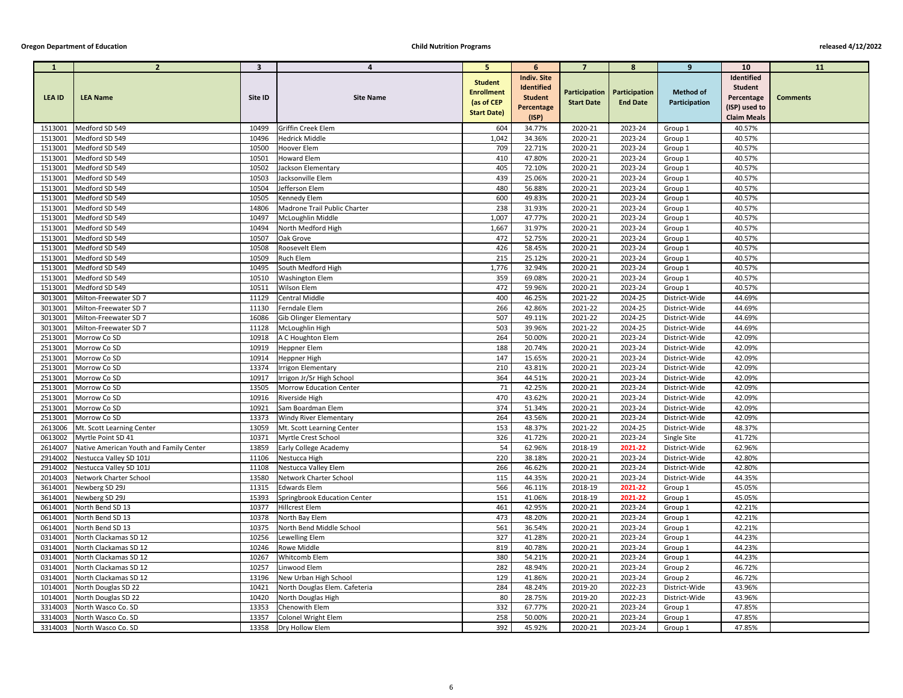| 1 | 2 | 3 | 4 | 5 | 6 | 7 | 8 | 9 | 10 | 11 |
|---|---|---|---|---|---|---|---|---|---|---|
| LEA ID | LEA Name | Site ID | Site Name | Student Enrollment (as of CEP Start Date) | Indiv. Site Identified Student Percentage (ISP) | Participation Start Date | Participation End Date | Method of Participation | Identified Student Percentage (ISP) used to Claim Meals | Comments |
| 1513001 | Medford SD 549 | 10499 | Griffin Creek Elem | 604 | 34.77% | 2020-21 | 2023-24 | Group 1 | 40.57% | |
| 1513001 | Medford SD 549 | 10496 | Hedrick Middle | 1,042 | 34.36% | 2020-21 | 2023-24 | Group 1 | 40.57% | |
| 1513001 | Medford SD 549 | 10500 | Hoover Elem | 709 | 22.71% | 2020-21 | 2023-24 | Group 1 | 40.57% | |
| 1513001 | Medford SD 549 | 10501 | Howard Elem | 410 | 47.80% | 2020-21 | 2023-24 | Group 1 | 40.57% | |
| 1513001 | Medford SD 549 | 10502 | Jackson Elementary | 405 | 72.10% | 2020-21 | 2023-24 | Group 1 | 40.57% | |
| 1513001 | Medford SD 549 | 10503 | Jacksonville Elem | 439 | 25.06% | 2020-21 | 2023-24 | Group 1 | 40.57% | |
| 1513001 | Medford SD 549 | 10504 | Jefferson Elem | 480 | 56.88% | 2020-21 | 2023-24 | Group 1 | 40.57% | |
| 1513001 | Medford SD 549 | 10505 | Kennedy Elem | 600 | 49.83% | 2020-21 | 2023-24 | Group 1 | 40.57% | |
| 1513001 | Medford SD 549 | 14806 | Madrone Trail Public Charter | 238 | 31.93% | 2020-21 | 2023-24 | Group 1 | 40.57% | |
| 1513001 | Medford SD 549 | 10497 | McLoughlin Middle | 1,007 | 47.77% | 2020-21 | 2023-24 | Group 1 | 40.57% | |
| 1513001 | Medford SD 549 | 10494 | North Medford High | 1,667 | 31.97% | 2020-21 | 2023-24 | Group 1 | 40.57% | |
| 1513001 | Medford SD 549 | 10507 | Oak Grove | 472 | 52.75% | 2020-21 | 2023-24 | Group 1 | 40.57% | |
| 1513001 | Medford SD 549 | 10508 | Roosevelt Elem | 426 | 58.45% | 2020-21 | 2023-24 | Group 1 | 40.57% | |
| 1513001 | Medford SD 549 | 10509 | Ruch Elem | 215 | 25.12% | 2020-21 | 2023-24 | Group 1 | 40.57% | |
| 1513001 | Medford SD 549 | 10495 | South Medford High | 1,776 | 32.94% | 2020-21 | 2023-24 | Group 1 | 40.57% | |
| 1513001 | Medford SD 549 | 10510 | Washington Elem | 359 | 69.08% | 2020-21 | 2023-24 | Group 1 | 40.57% | |
| 1513001 | Medford SD 549 | 10511 | Wilson Elem | 472 | 59.96% | 2020-21 | 2023-24 | Group 1 | 40.57% | |
| 3013001 | Milton-Freewater SD 7 | 11129 | Central Middle | 400 | 46.25% | 2021-22 | 2024-25 | District-Wide | 44.69% | |
| 3013001 | Milton-Freewater SD 7 | 11130 | Ferndale Elem | 266 | 42.86% | 2021-22 | 2024-25 | District-Wide | 44.69% | |
| 3013001 | Milton-Freewater SD 7 | 16086 | Gib Olinger Elementary | 507 | 49.11% | 2021-22 | 2024-25 | District-Wide | 44.69% | |
| 3013001 | Milton-Freewater SD 7 | 11128 | McLoughlin High | 503 | 39.96% | 2021-22 | 2024-25 | District-Wide | 44.69% | |
| 2513001 | Morrow Co SD | 10918 | A C Houghton Elem | 264 | 50.00% | 2020-21 | 2023-24 | District-Wide | 42.09% | |
| 2513001 | Morrow Co SD | 10919 | Heppner Elem | 188 | 20.74% | 2020-21 | 2023-24 | District-Wide | 42.09% | |
| 2513001 | Morrow Co SD | 10914 | Heppner High | 147 | 15.65% | 2020-21 | 2023-24 | District-Wide | 42.09% | |
| 2513001 | Morrow Co SD | 13374 | Irrigon Elementary | 210 | 43.81% | 2020-21 | 2023-24 | District-Wide | 42.09% | |
| 2513001 | Morrow Co SD | 10917 | Irrigon Jr/Sr High School | 364 | 44.51% | 2020-21 | 2023-24 | District-Wide | 42.09% | |
| 2513001 | Morrow Co SD | 13505 | Morrow Education Center | 71 | 42.25% | 2020-21 | 2023-24 | District-Wide | 42.09% | |
| 2513001 | Morrow Co SD | 10916 | Riverside High | 470 | 43.62% | 2020-21 | 2023-24 | District-Wide | 42.09% | |
| 2513001 | Morrow Co SD | 10921 | Sam Boardman Elem | 374 | 51.34% | 2020-21 | 2023-24 | District-Wide | 42.09% | |
| 2513001 | Morrow Co SD | 13373 | Windy River Elementary | 264 | 43.56% | 2020-21 | 2023-24 | District-Wide | 42.09% | |
| 2613006 | Mt. Scott Learning Center | 13059 | Mt. Scott Learning Center | 153 | 48.37% | 2021-22 | 2024-25 | District-Wide | 48.37% | |
| 0613002 | Myrtle Point SD 41 | 10371 | Myrtle Crest School | 326 | 41.72% | 2020-21 | 2023-24 | Single Site | 41.72% | |
| 2614007 | Native American Youth and Family Center | 13859 | Early College Academy | 54 | 62.96% | 2018-19 | 2021-22 | District-Wide | 62.96% | |
| 2914002 | Nestucca Valley SD 101J | 11106 | Nestucca High | 220 | 38.18% | 2020-21 | 2023-24 | District-Wide | 42.80% | |
| 2914002 | Nestucca Valley SD 101J | 11108 | Nestucca Valley Elem | 266 | 46.62% | 2020-21 | 2023-24 | District-Wide | 42.80% | |
| 2014003 | Network Charter School | 13580 | Network Charter School | 115 | 44.35% | 2020-21 | 2023-24 | District-Wide | 44.35% | |
| 3614001 | Newberg SD 29J | 11315 | Edwards Elem | 566 | 46.11% | 2018-19 | 2021-22 | Group 1 | 45.05% | |
| 3614001 | Newberg SD 29J | 15393 | Springbrook Education Center | 151 | 41.06% | 2018-19 | 2021-22 | Group 1 | 45.05% | |
| 0614001 | North Bend SD 13 | 10377 | Hillcrest Elem | 461 | 42.95% | 2020-21 | 2023-24 | Group 1 | 42.21% | |
| 0614001 | North Bend SD 13 | 10378 | North Bay Elem | 473 | 48.20% | 2020-21 | 2023-24 | Group 1 | 42.21% | |
| 0614001 | North Bend SD 13 | 10375 | North Bend Middle School | 561 | 36.54% | 2020-21 | 2023-24 | Group 1 | 42.21% | |
| 0314001 | North Clackamas SD 12 | 10256 | Lewelling Elem | 327 | 41.28% | 2020-21 | 2023-24 | Group 1 | 44.23% | |
| 0314001 | North Clackamas SD 12 | 10246 | Rowe Middle | 819 | 40.78% | 2020-21 | 2023-24 | Group 1 | 44.23% | |
| 0314001 | North Clackamas SD 12 | 10267 | Whitcomb Elem | 380 | 54.21% | 2020-21 | 2023-24 | Group 1 | 44.23% | |
| 0314001 | North Clackamas SD 12 | 10257 | Linwood Elem | 282 | 48.94% | 2020-21 | 2023-24 | Group 2 | 46.72% | |
| 0314001 | North Clackamas SD 12 | 13196 | New Urban High School | 129 | 41.86% | 2020-21 | 2023-24 | Group 2 | 46.72% | |
| 1014001 | North Douglas SD 22 | 10421 | North Douglas Elem. Cafeteria | 284 | 48.24% | 2019-20 | 2022-23 | District-Wide | 43.96% | |
| 1014001 | North Douglas SD 22 | 10420 | North Douglas High | 80 | 28.75% | 2019-20 | 2022-23 | District-Wide | 43.96% | |
| 3314003 | North Wasco Co. SD | 13353 | Chenowith Elem | 332 | 67.77% | 2020-21 | 2023-24 | Group 1 | 47.85% | |
| 3314003 | North Wasco Co. SD | 13357 | Colonel Wright Elem | 258 | 50.00% | 2020-21 | 2023-24 | Group 1 | 47.85% | |
| 3314003 | North Wasco Co. SD | 13358 | Dry Hollow Elem | 392 | 45.92% | 2020-21 | 2023-24 | Group 1 | 47.85% | |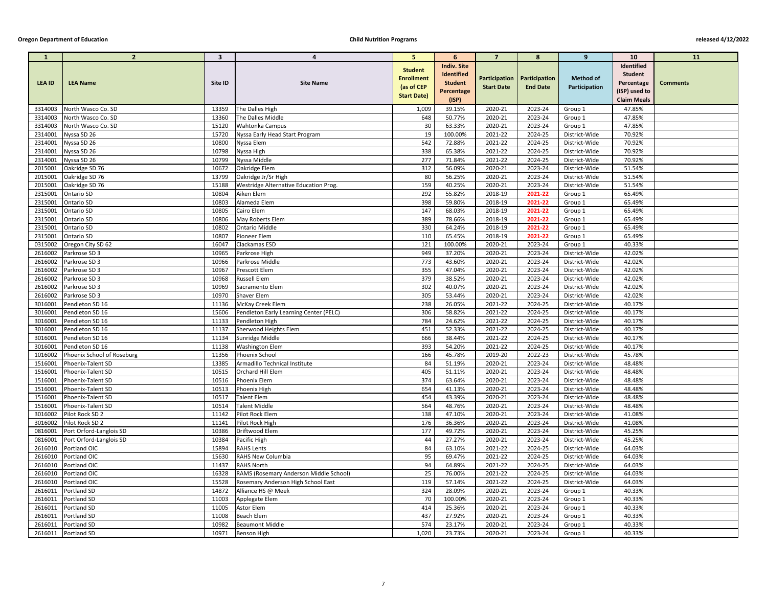| 1 | 2 | 3 | 4 | 5 | 6 | 7 | 8 | 9 | 10 | 11 |
|---|---|---|---|---|---|---|---|---|---|---|
| **LEA ID** | **LEA Name** | **Site ID** | **Site Name** | **Student Enrollment (as of CEP Start Date)** | **Indiv. Site Identified Student Percentage (ISP)** | **Participation Start Date** | **Participation End Date** | **Method of Participation** | **Identified Student Percentage (ISP) used to Claim Meals** | **Comments** |
| 3314003 | North Wasco Co. SD | 13359 | The Dalles High | 1,009 | 39.15% | 2020-21 | 2023-24 | Group 1 | 47.85% | |
| 3314003 | North Wasco Co. SD | 13360 | The Dalles Middle | 648 | 50.77% | 2020-21 | 2023-24 | Group 1 | 47.85% | |
| 3314003 | North Wasco Co. SD | 15120 | Wahtonka Campus | 30 | 63.33% | 2020-21 | 2023-24 | Group 1 | 47.85% | |
| 2314001 | Nyssa SD 26 | 15720 | Nyssa Early Head Start Program | 19 | 100.00% | 2021-22 | 2024-25 | District-Wide | 70.92% | |
| 2314001 | Nyssa SD 26 | 10800 | Nyssa Elem | 542 | 72.88% | 2021-22 | 2024-25 | District-Wide | 70.92% | |
| 2314001 | Nyssa SD 26 | 10798 | Nyssa High | 338 | 65.38% | 2021-22 | 2024-25 | District-Wide | 70.92% | |
| 2314001 | Nyssa SD 26 | 10799 | Nyssa Middle | 277 | 71.84% | 2021-22 | 2024-25 | District-Wide | 70.92% | |
| 2015001 | Oakridge SD 76 | 10672 | Oakridge Elem | 312 | 56.09% | 2020-21 | 2023-24 | District-Wide | 51.54% | |
| 2015001 | Oakridge SD 76 | 13799 | Oakridge Jr/Sr High | 80 | 56.25% | 2020-21 | 2023-24 | District-Wide | 51.54% | |
| 2015001 | Oakridge SD 76 | 15188 | Westridge Alternative Education Prog. | 159 | 40.25% | 2020-21 | 2023-24 | District-Wide | 51.54% | |
| 2315001 | Ontario SD | 10804 | Aiken Elem | 292 | 55.82% | 2018-19 | **2021-22** | Group 1 | 65.49% | |
| 2315001 | Ontario SD | 10803 | Alameda Elem | 398 | 59.80% | 2018-19 | **2021-22** | Group 1 | 65.49% | |
| 2315001 | Ontario SD | 10805 | Cairo Elem | 147 | 68.03% | 2018-19 | **2021-22** | Group 1 | 65.49% | |
| 2315001 | Ontario SD | 10806 | May Roberts Elem | 389 | 78.66% | 2018-19 | **2021-22** | Group 1 | 65.49% | |
| 2315001 | Ontario SD | 10802 | Ontario Middle | 330 | 64.24% | 2018-19 | **2021-22** | Group 1 | 65.49% | |
| 2315001 | Ontario SD | 10807 | Pioneer Elem | 110 | 65.45% | 2018-19 | **2021-22** | Group 1 | 65.49% | |
| 0315002 | Oregon City SD 62 | 16047 | Clackamas ESD | 121 | 100.00% | 2020-21 | 2023-24 | Group 1 | 40.33% | |
| 2616002 | Parkrose SD 3 | 10965 | Parkrose High | 949 | 37.20% | 2020-21 | 2023-24 | District-Wide | 42.02% | |
| 2616002 | Parkrose SD 3 | 10966 | Parkrose Middle | 773 | 43.60% | 2020-21 | 2023-24 | District-Wide | 42.02% | |
| 2616002 | Parkrose SD 3 | 10967 | Prescott Elem | 355 | 47.04% | 2020-21 | 2023-24 | District-Wide | 42.02% | |
| 2616002 | Parkrose SD 3 | 10968 | Russell Elem | 379 | 38.52% | 2020-21 | 2023-24 | District-Wide | 42.02% | |
| 2616002 | Parkrose SD 3 | 10969 | Sacramento Elem | 302 | 40.07% | 2020-21 | 2023-24 | District-Wide | 42.02% | |
| 2616002 | Parkrose SD 3 | 10970 | Shaver Elem | 305 | 53.44% | 2020-21 | 2023-24 | District-Wide | 42.02% | |
| 3016001 | Pendleton SD 16 | 11136 | McKay Creek Elem | 238 | 26.05% | 2021-22 | 2024-25 | District-Wide | 40.17% | |
| 3016001 | Pendleton SD 16 | 15606 | Pendleton Early Learning Center (PELC) | 306 | 58.82% | 2021-22 | 2024-25 | District-Wide | 40.17% | |
| 3016001 | Pendleton SD 16 | 11133 | Pendleton High | 784 | 24.62% | 2021-22 | 2024-25 | District-Wide | 40.17% | |
| 3016001 | Pendleton SD 16 | 11137 | Sherwood Heights Elem | 451 | 52.33% | 2021-22 | 2024-25 | District-Wide | 40.17% | |
| 3016001 | Pendleton SD 16 | 11134 | Sunridge Middle | 666 | 38.44% | 2021-22 | 2024-25 | District-Wide | 40.17% | |
| 3016001 | Pendleton SD 16 | 11138 | Washington Elem | 393 | 54.20% | 2021-22 | 2024-25 | District-Wide | 40.17% | |
| 1016002 | Phoenix School of Roseburg | 11356 | Phoenix School | 166 | 45.78% | 2019-20 | 2022-23 | District-Wide | 45.78% | |
| 1516001 | Phoenix-Talent SD | 13385 | Armadillo Technical Institute | 84 | 51.19% | 2020-21 | 2023-24 | District-Wide | 48.48% | |
| 1516001 | Phoenix-Talent SD | 10515 | Orchard Hill Elem | 405 | 51.11% | 2020-21 | 2023-24 | District-Wide | 48.48% | |
| 1516001 | Phoenix-Talent SD | 10516 | Phoenix Elem | 374 | 63.64% | 2020-21 | 2023-24 | District-Wide | 48.48% | |
| 1516001 | Phoenix-Talent SD | 10513 | Phoenix High | 654 | 41.13% | 2020-21 | 2023-24 | District-Wide | 48.48% | |
| 1516001 | Phoenix-Talent SD | 10517 | Talent Elem | 454 | 43.39% | 2020-21 | 2023-24 | District-Wide | 48.48% | |
| 1516001 | Phoenix-Talent SD | 10514 | Talent Middle | 564 | 48.76% | 2020-21 | 2023-24 | District-Wide | 48.48% | |
| 3016002 | Pilot Rock SD 2 | 11142 | Pilot Rock Elem | 138 | 47.10% | 2020-21 | 2023-24 | District-Wide | 41.08% | |
| 3016002 | Pilot Rock SD 2 | 11141 | Pilot Rock High | 176 | 36.36% | 2020-21 | 2023-24 | District-Wide | 41.08% | |
| 0816001 | Port Orford-Langlois SD | 10386 | Driftwood Elem | 177 | 49.72% | 2020-21 | 2023-24 | District-Wide | 45.25% | |
| 0816001 | Port Orford-Langlois SD | 10384 | Pacific High | 44 | 27.27% | 2020-21 | 2023-24 | District-Wide | 45.25% | |
| 2616010 | Portland OIC | 15894 | RAHS Lents | 84 | 63.10% | 2021-22 | 2024-25 | District-Wide | 64.03% | |
| 2616010 | Portland OIC | 15630 | RAHS New Columbia | 95 | 69.47% | 2021-22 | 2024-25 | District-Wide | 64.03% | |
| 2616010 | Portland OIC | 11437 | RAHS North | 94 | 64.89% | 2021-22 | 2024-25 | District-Wide | 64.03% | |
| 2616010 | Portland OIC | 16328 | RAMS (Rosemary Anderson Middle School) | 25 | 76.00% | 2021-22 | 2024-25 | District-Wide | 64.03% | |
| 2616010 | Portland OIC | 15528 | Rosemary Anderson High School East | 119 | 57.14% | 2021-22 | 2024-25 | District-Wide | 64.03% | |
| 2616011 | Portland SD | 14872 | Alliance HS @ Meek | 324 | 28.09% | 2020-21 | 2023-24 | Group 1 | 40.33% | |
| 2616011 | Portland SD | 11003 | Applegate Elem | 70 | 100.00% | 2020-21 | 2023-24 | Group 1 | 40.33% | |
| 2616011 | Portland SD | 11005 | Astor Elem | 414 | 25.36% | 2020-21 | 2023-24 | Group 1 | 40.33% | |
| 2616011 | Portland SD | 11008 | Beach Elem | 437 | 27.92% | 2020-21 | 2023-24 | Group 1 | 40.33% | |
| 2616011 | Portland SD | 10982 | Beaumont Middle | 574 | 23.17% | 2020-21 | 2023-24 | Group 1 | 40.33% | |
| 2616011 | Portland SD | 10971 | Benson High | 1,020 | 23.73% | 2020-21 | 2023-24 | Group 1 | 40.33% | |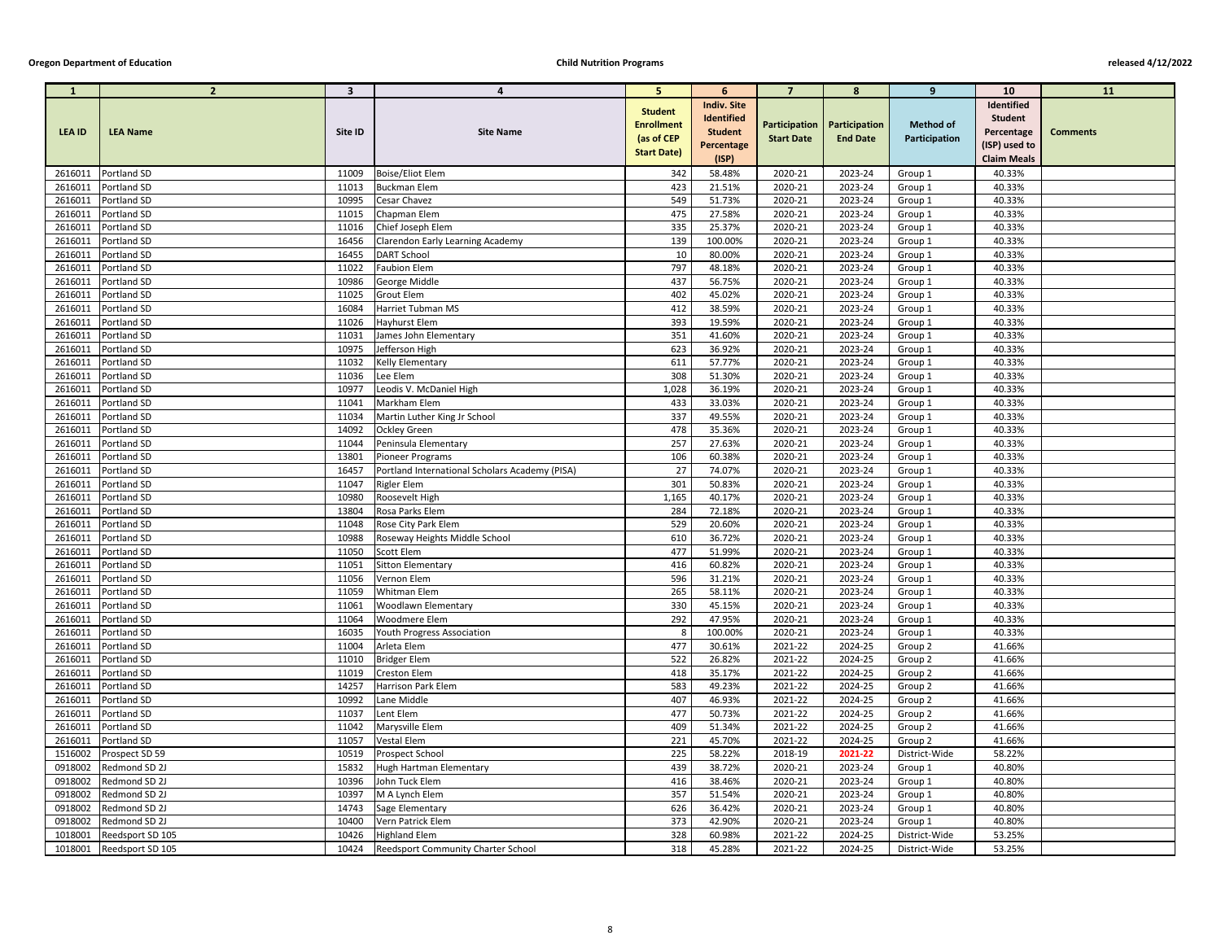| 1 | 2 | 3 | 4 | 5 | 6 | 7 | 8 | 9 | 10 | 11 |
|---|---|---|---|---|---|---|---|---|---|---|
| LEA ID | LEA Name | Site ID | Site Name | Student Enrollment (as of CEP Start Date) | Indiv. Site Identified Student Percentage (ISP) | Participation Start Date | Participation End Date | Method of Participation | Identified Student Percentage (ISP) used to Claim Meals | Comments |
| 2616011 | Portland SD | 11009 | Boise/Eliot Elem | 342 | 58.48% | 2020-21 | 2023-24 | Group 1 | 40.33% | |
| 2616011 | Portland SD | 11013 | Buckman Elem | 423 | 21.51% | 2020-21 | 2023-24 | Group 1 | 40.33% | |
| 2616011 | Portland SD | 10995 | Cesar Chavez | 549 | 51.73% | 2020-21 | 2023-24 | Group 1 | 40.33% | |
| 2616011 | Portland SD | 11015 | Chapman Elem | 475 | 27.58% | 2020-21 | 2023-24 | Group 1 | 40.33% | |
| 2616011 | Portland SD | 11016 | Chief Joseph Elem | 335 | 25.37% | 2020-21 | 2023-24 | Group 1 | 40.33% | |
| 2616011 | Portland SD | 16456 | Clarendon Early Learning Academy | 139 | 100.00% | 2020-21 | 2023-24 | Group 1 | 40.33% | |
| 2616011 | Portland SD | 16455 | DART School | 10 | 80.00% | 2020-21 | 2023-24 | Group 1 | 40.33% | |
| 2616011 | Portland SD | 11022 | Faubion Elem | 797 | 48.18% | 2020-21 | 2023-24 | Group 1 | 40.33% | |
| 2616011 | Portland SD | 10986 | George Middle | 437 | 56.75% | 2020-21 | 2023-24 | Group 1 | 40.33% | |
| 2616011 | Portland SD | 11025 | Grout Elem | 402 | 45.02% | 2020-21 | 2023-24 | Group 1 | 40.33% | |
| 2616011 | Portland SD | 16084 | Harriet Tubman MS | 412 | 38.59% | 2020-21 | 2023-24 | Group 1 | 40.33% | |
| 2616011 | Portland SD | 11026 | Hayhurst Elem | 393 | 19.59% | 2020-21 | 2023-24 | Group 1 | 40.33% | |
| 2616011 | Portland SD | 11031 | James John Elementary | 351 | 41.60% | 2020-21 | 2023-24 | Group 1 | 40.33% | |
| 2616011 | Portland SD | 10975 | Jefferson High | 623 | 36.92% | 2020-21 | 2023-24 | Group 1 | 40.33% | |
| 2616011 | Portland SD | 11032 | Kelly Elementary | 611 | 57.77% | 2020-21 | 2023-24 | Group 1 | 40.33% | |
| 2616011 | Portland SD | 11036 | Lee Elem | 308 | 51.30% | 2020-21 | 2023-24 | Group 1 | 40.33% | |
| 2616011 | Portland SD | 10977 | Leodis V. McDaniel High | 1,028 | 36.19% | 2020-21 | 2023-24 | Group 1 | 40.33% | |
| 2616011 | Portland SD | 11041 | Markham Elem | 433 | 33.03% | 2020-21 | 2023-24 | Group 1 | 40.33% | |
| 2616011 | Portland SD | 11034 | Martin Luther King Jr School | 337 | 49.55% | 2020-21 | 2023-24 | Group 1 | 40.33% | |
| 2616011 | Portland SD | 14092 | Ockley Green | 478 | 35.36% | 2020-21 | 2023-24 | Group 1 | 40.33% | |
| 2616011 | Portland SD | 11044 | Peninsula Elementary | 257 | 27.63% | 2020-21 | 2023-24 | Group 1 | 40.33% | |
| 2616011 | Portland SD | 13801 | Pioneer Programs | 106 | 60.38% | 2020-21 | 2023-24 | Group 1 | 40.33% | |
| 2616011 | Portland SD | 16457 | Portland International Scholars Academy (PISA) | 27 | 74.07% | 2020-21 | 2023-24 | Group 1 | 40.33% | |
| 2616011 | Portland SD | 11047 | Rigler Elem | 301 | 50.83% | 2020-21 | 2023-24 | Group 1 | 40.33% | |
| 2616011 | Portland SD | 10980 | Roosevelt High | 1,165 | 40.17% | 2020-21 | 2023-24 | Group 1 | 40.33% | |
| 2616011 | Portland SD | 13804 | Rosa Parks Elem | 284 | 72.18% | 2020-21 | 2023-24 | Group 1 | 40.33% | |
| 2616011 | Portland SD | 11048 | Rose City Park Elem | 529 | 20.60% | 2020-21 | 2023-24 | Group 1 | 40.33% | |
| 2616011 | Portland SD | 10988 | Roseway Heights Middle School | 610 | 36.72% | 2020-21 | 2023-24 | Group 1 | 40.33% | |
| 2616011 | Portland SD | 11050 | Scott Elem | 477 | 51.99% | 2020-21 | 2023-24 | Group 1 | 40.33% | |
| 2616011 | Portland SD | 11051 | Sitton Elementary | 416 | 60.82% | 2020-21 | 2023-24 | Group 1 | 40.33% | |
| 2616011 | Portland SD | 11056 | Vernon Elem | 596 | 31.21% | 2020-21 | 2023-24 | Group 1 | 40.33% | |
| 2616011 | Portland SD | 11059 | Whitman Elem | 265 | 58.11% | 2020-21 | 2023-24 | Group 1 | 40.33% | |
| 2616011 | Portland SD | 11061 | Woodlawn Elementary | 330 | 45.15% | 2020-21 | 2023-24 | Group 1 | 40.33% | |
| 2616011 | Portland SD | 11064 | Woodmere Elem | 292 | 47.95% | 2020-21 | 2023-24 | Group 1 | 40.33% | |
| 2616011 | Portland SD | 16035 | Youth Progress Association | 8 | 100.00% | 2020-21 | 2023-24 | Group 1 | 40.33% | |
| 2616011 | Portland SD | 11004 | Arleta Elem | 477 | 30.61% | 2021-22 | 2024-25 | Group 2 | 41.66% | |
| 2616011 | Portland SD | 11010 | Bridger Elem | 522 | 26.82% | 2021-22 | 2024-25 | Group 2 | 41.66% | |
| 2616011 | Portland SD | 11019 | Creston Elem | 418 | 35.17% | 2021-22 | 2024-25 | Group 2 | 41.66% | |
| 2616011 | Portland SD | 14257 | Harrison Park Elem | 583 | 49.23% | 2021-22 | 2024-25 | Group 2 | 41.66% | |
| 2616011 | Portland SD | 10992 | Lane Middle | 407 | 46.93% | 2021-22 | 2024-25 | Group 2 | 41.66% | |
| 2616011 | Portland SD | 11037 | Lent Elem | 477 | 50.73% | 2021-22 | 2024-25 | Group 2 | 41.66% | |
| 2616011 | Portland SD | 11042 | Marysville Elem | 409 | 51.34% | 2021-22 | 2024-25 | Group 2 | 41.66% | |
| 2616011 | Portland SD | 11057 | Vestal Elem | 221 | 45.70% | 2021-22 | 2024-25 | Group 2 | 41.66% | |
| 1516002 | Prospect SD 59 | 10519 | Prospect School | 225 | 58.22% | 2018-19 | 2021-22 | District-Wide | 58.22% | |
| 0918002 | Redmond SD 2J | 15832 | Hugh Hartman Elementary | 439 | 38.72% | 2020-21 | 2023-24 | Group 1 | 40.80% | |
| 0918002 | Redmond SD 2J | 10396 | John Tuck Elem | 416 | 38.46% | 2020-21 | 2023-24 | Group 1 | 40.80% | |
| 0918002 | Redmond SD 2J | 10397 | M A Lynch Elem | 357 | 51.54% | 2020-21 | 2023-24 | Group 1 | 40.80% | |
| 0918002 | Redmond SD 2J | 14743 | Sage Elementary | 626 | 36.42% | 2020-21 | 2023-24 | Group 1 | 40.80% | |
| 0918002 | Redmond SD 2J | 10400 | Vern Patrick Elem | 373 | 42.90% | 2020-21 | 2023-24 | Group 1 | 40.80% | |
| 1018001 | Reedsport SD 105 | 10426 | Highland Elem | 328 | 60.98% | 2021-22 | 2024-25 | District-Wide | 53.25% | |
| 1018001 | Reedsport SD 105 | 10424 | Reedsport Community Charter School | 318 | 45.28% | 2021-22 | 2024-25 | District-Wide | 53.25% | |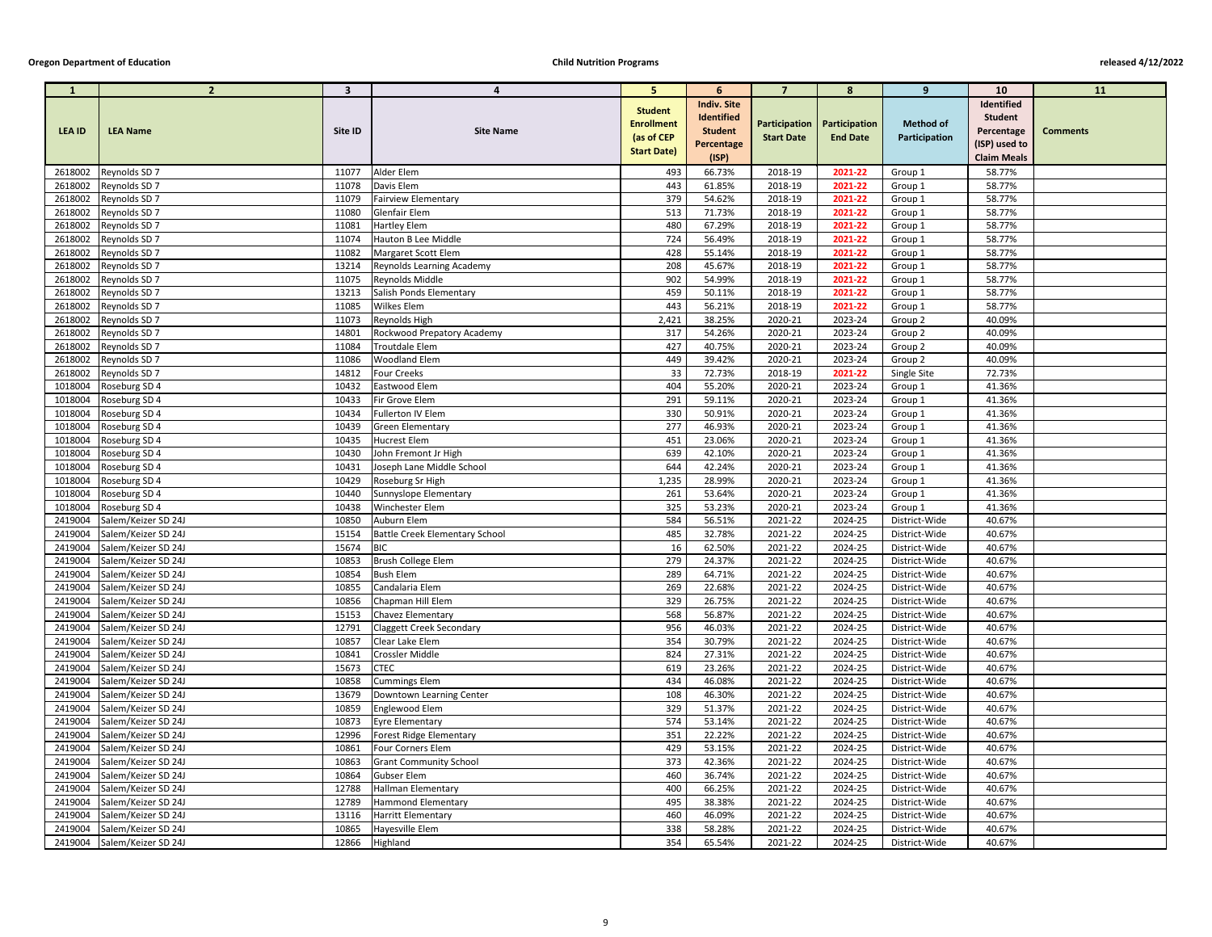| 1 | 2 | 3 | 4 | 5 | 6 | 7 | 8 | 9 | 10 | 11 |
|---|---|---|---|---|---|---|---|---|---|---|
| LEA ID | LEA Name | Site ID | Site Name | Student Enrollment (as of CEP Start Date) | Indiv. Site Identified Student Percentage (ISP) | Participation Start Date | Participation End Date | Method of Participation | Identified Student Percentage (ISP) used to Claim Meals | Comments |
| 2618002 | Reynolds SD 7 | 11077 | Alder Elem | 493 | 66.73% | 2018-19 | 2021-22 | Group 1 | 58.77% | |
| 2618002 | Reynolds SD 7 | 11078 | Davis Elem | 443 | 61.85% | 2018-19 | 2021-22 | Group 1 | 58.77% | |
| 2618002 | Reynolds SD 7 | 11079 | Fairview Elementary | 379 | 54.62% | 2018-19 | 2021-22 | Group 1 | 58.77% | |
| 2618002 | Reynolds SD 7 | 11080 | Glenfair Elem | 513 | 71.73% | 2018-19 | 2021-22 | Group 1 | 58.77% | |
| 2618002 | Reynolds SD 7 | 11081 | Hartley Elem | 480 | 67.29% | 2018-19 | 2021-22 | Group 1 | 58.77% | |
| 2618002 | Reynolds SD 7 | 11074 | Hauton B Lee Middle | 724 | 56.49% | 2018-19 | 2021-22 | Group 1 | 58.77% | |
| 2618002 | Reynolds SD 7 | 11082 | Margaret Scott Elem | 428 | 55.14% | 2018-19 | 2021-22 | Group 1 | 58.77% | |
| 2618002 | Reynolds SD 7 | 13214 | Reynolds Learning Academy | 208 | 45.67% | 2018-19 | 2021-22 | Group 1 | 58.77% | |
| 2618002 | Reynolds SD 7 | 11075 | Reynolds Middle | 902 | 54.99% | 2018-19 | 2021-22 | Group 1 | 58.77% | |
| 2618002 | Reynolds SD 7 | 13213 | Salish Ponds Elementary | 459 | 50.11% | 2018-19 | 2021-22 | Group 1 | 58.77% | |
| 2618002 | Reynolds SD 7 | 11085 | Wilkes Elem | 443 | 56.21% | 2018-19 | 2021-22 | Group 1 | 58.77% | |
| 2618002 | Reynolds SD 7 | 11073 | Reynolds High | 2,421 | 38.25% | 2020-21 | 2023-24 | Group 2 | 40.09% | |
| 2618002 | Reynolds SD 7 | 14801 | Rockwood Prepatory Academy | 317 | 54.26% | 2020-21 | 2023-24 | Group 2 | 40.09% | |
| 2618002 | Reynolds SD 7 | 11084 | Troutdale Elem | 427 | 40.75% | 2020-21 | 2023-24 | Group 2 | 40.09% | |
| 2618002 | Reynolds SD 7 | 11086 | Woodland Elem | 449 | 39.42% | 2020-21 | 2023-24 | Group 2 | 40.09% | |
| 2618002 | Reynolds SD 7 | 14812 | Four Creeks | 33 | 72.73% | 2018-19 | 2021-22 | Single Site | 72.73% | |
| 1018004 | Roseburg SD 4 | 10432 | Eastwood Elem | 404 | 55.20% | 2020-21 | 2023-24 | Group 1 | 41.36% | |
| 1018004 | Roseburg SD 4 | 10433 | Fir Grove Elem | 291 | 59.11% | 2020-21 | 2023-24 | Group 1 | 41.36% | |
| 1018004 | Roseburg SD 4 | 10434 | Fullerton IV Elem | 330 | 50.91% | 2020-21 | 2023-24 | Group 1 | 41.36% | |
| 1018004 | Roseburg SD 4 | 10439 | Green Elementary | 277 | 46.93% | 2020-21 | 2023-24 | Group 1 | 41.36% | |
| 1018004 | Roseburg SD 4 | 10435 | Hucrest Elem | 451 | 23.06% | 2020-21 | 2023-24 | Group 1 | 41.36% | |
| 1018004 | Roseburg SD 4 | 10430 | John Fremont Jr High | 639 | 42.10% | 2020-21 | 2023-24 | Group 1 | 41.36% | |
| 1018004 | Roseburg SD 4 | 10431 | Joseph Lane Middle School | 644 | 42.24% | 2020-21 | 2023-24 | Group 1 | 41.36% | |
| 1018004 | Roseburg SD 4 | 10429 | Roseburg Sr High | 1,235 | 28.99% | 2020-21 | 2023-24 | Group 1 | 41.36% | |
| 1018004 | Roseburg SD 4 | 10440 | Sunnyslope Elementary | 261 | 53.64% | 2020-21 | 2023-24 | Group 1 | 41.36% | |
| 1018004 | Roseburg SD 4 | 10438 | Winchester Elem | 325 | 53.23% | 2020-21 | 2023-24 | Group 1 | 41.36% | |
| 2419004 | Salem/Keizer SD 24J | 10850 | Auburn Elem | 584 | 56.51% | 2021-22 | 2024-25 | District-Wide | 40.67% | |
| 2419004 | Salem/Keizer SD 24J | 15154 | Battle Creek Elementary School | 485 | 32.78% | 2021-22 | 2024-25 | District-Wide | 40.67% | |
| 2419004 | Salem/Keizer SD 24J | 15674 | BIC | 16 | 62.50% | 2021-22 | 2024-25 | District-Wide | 40.67% | |
| 2419004 | Salem/Keizer SD 24J | 10853 | Brush College Elem | 279 | 24.37% | 2021-22 | 2024-25 | District-Wide | 40.67% | |
| 2419004 | Salem/Keizer SD 24J | 10854 | Bush Elem | 289 | 64.71% | 2021-22 | 2024-25 | District-Wide | 40.67% | |
| 2419004 | Salem/Keizer SD 24J | 10855 | Candalaria Elem | 269 | 22.68% | 2021-22 | 2024-25 | District-Wide | 40.67% | |
| 2419004 | Salem/Keizer SD 24J | 10856 | Chapman Hill Elem | 329 | 26.75% | 2021-22 | 2024-25 | District-Wide | 40.67% | |
| 2419004 | Salem/Keizer SD 24J | 15153 | Chavez Elementary | 568 | 56.87% | 2021-22 | 2024-25 | District-Wide | 40.67% | |
| 2419004 | Salem/Keizer SD 24J | 12791 | Claggett Creek Secondary | 956 | 46.03% | 2021-22 | 2024-25 | District-Wide | 40.67% | |
| 2419004 | Salem/Keizer SD 24J | 10857 | Clear Lake Elem | 354 | 30.79% | 2021-22 | 2024-25 | District-Wide | 40.67% | |
| 2419004 | Salem/Keizer SD 24J | 10841 | Crossler Middle | 824 | 27.31% | 2021-22 | 2024-25 | District-Wide | 40.67% | |
| 2419004 | Salem/Keizer SD 24J | 15673 | CTEC | 619 | 23.26% | 2021-22 | 2024-25 | District-Wide | 40.67% | |
| 2419004 | Salem/Keizer SD 24J | 10858 | Cummings Elem | 434 | 46.08% | 2021-22 | 2024-25 | District-Wide | 40.67% | |
| 2419004 | Salem/Keizer SD 24J | 13679 | Downtown Learning Center | 108 | 46.30% | 2021-22 | 2024-25 | District-Wide | 40.67% | |
| 2419004 | Salem/Keizer SD 24J | 10859 | Englewood Elem | 329 | 51.37% | 2021-22 | 2024-25 | District-Wide | 40.67% | |
| 2419004 | Salem/Keizer SD 24J | 10873 | Eyre Elementary | 574 | 53.14% | 2021-22 | 2024-25 | District-Wide | 40.67% | |
| 2419004 | Salem/Keizer SD 24J | 12996 | Forest Ridge Elementary | 351 | 22.22% | 2021-22 | 2024-25 | District-Wide | 40.67% | |
| 2419004 | Salem/Keizer SD 24J | 10861 | Four Corners Elem | 429 | 53.15% | 2021-22 | 2024-25 | District-Wide | 40.67% | |
| 2419004 | Salem/Keizer SD 24J | 10863 | Grant Community School | 373 | 42.36% | 2021-22 | 2024-25 | District-Wide | 40.67% | |
| 2419004 | Salem/Keizer SD 24J | 10864 | Gubser Elem | 460 | 36.74% | 2021-22 | 2024-25 | District-Wide | 40.67% | |
| 2419004 | Salem/Keizer SD 24J | 12788 | Hallman Elementary | 400 | 66.25% | 2021-22 | 2024-25 | District-Wide | 40.67% | |
| 2419004 | Salem/Keizer SD 24J | 12789 | Hammond Elementary | 495 | 38.38% | 2021-22 | 2024-25 | District-Wide | 40.67% | |
| 2419004 | Salem/Keizer SD 24J | 13116 | Harritt Elementary | 460 | 46.09% | 2021-22 | 2024-25 | District-Wide | 40.67% | |
| 2419004 | Salem/Keizer SD 24J | 10865 | Hayesville Elem | 338 | 58.28% | 2021-22 | 2024-25 | District-Wide | 40.67% | |
| 2419004 | Salem/Keizer SD 24J | 12866 | Highland | 354 | 65.54% | 2021-22 | 2024-25 | District-Wide | 40.67% | |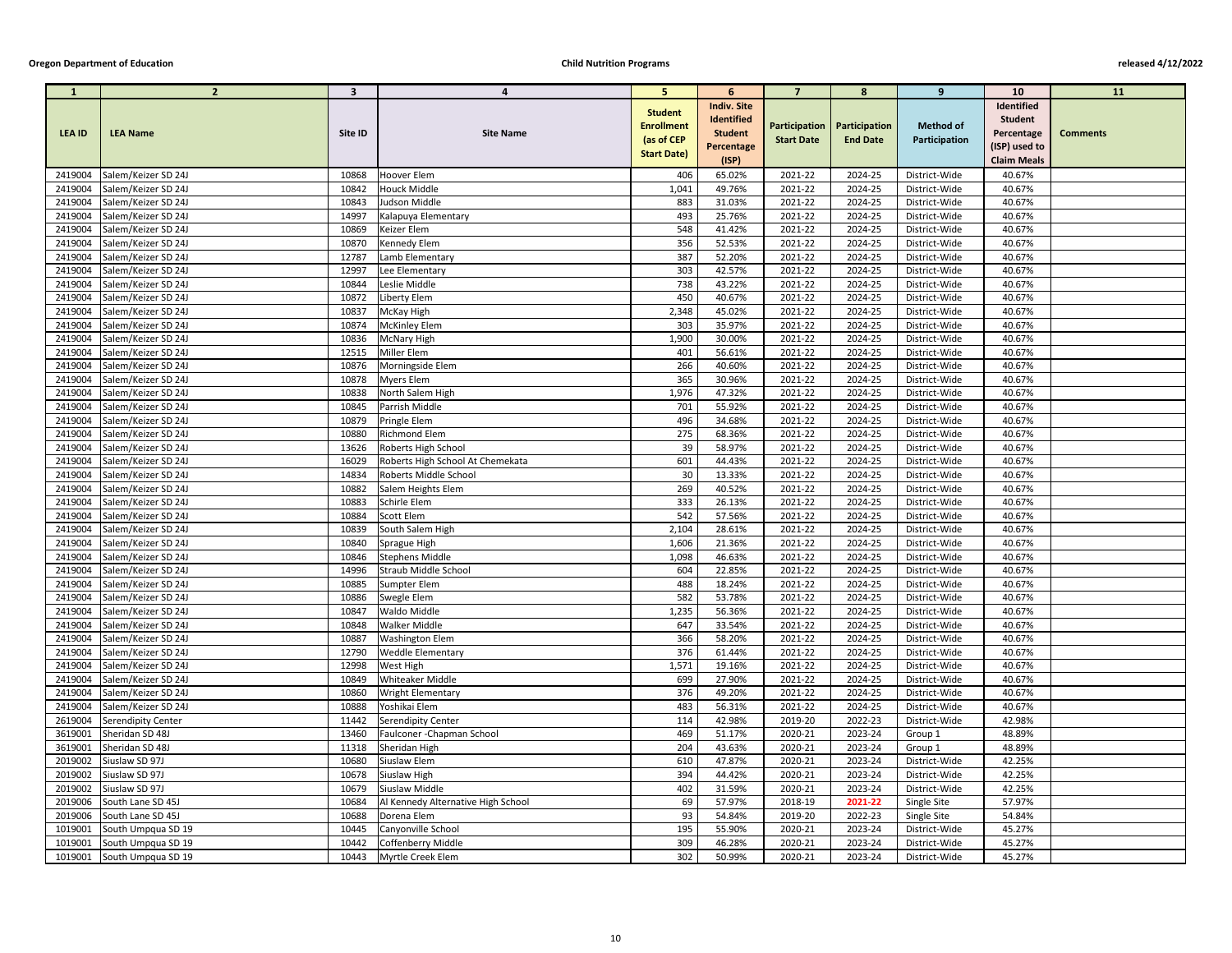| 1 | 2 | 3 | 4 | 5 | 6 | 7 | 8 | 9 | 10 | 11 |
|---|---|---|---|---|---|---|---|---|---|---|
| LEA ID | LEA Name | Site ID | Site Name | Student Enrollment (as of CEP Start Date) | Indiv. Site Identified Student Percentage (ISP) | Participation Start Date | Participation End Date | Method of Participation | Identified Student Percentage (ISP) used to Claim Meals | Comments |
| 2419004 | Salem/Keizer SD 24J | 10868 | Hoover Elem | 406 | 65.02% | 2021-22 | 2024-25 | District-Wide | 40.67% | |
| 2419004 | Salem/Keizer SD 24J | 10842 | Houck Middle | 1,041 | 49.76% | 2021-22 | 2024-25 | District-Wide | 40.67% | |
| 2419004 | Salem/Keizer SD 24J | 10843 | Judson Middle | 883 | 31.03% | 2021-22 | 2024-25 | District-Wide | 40.67% | |
| 2419004 | Salem/Keizer SD 24J | 14997 | Kalapuya Elementary | 493 | 25.76% | 2021-22 | 2024-25 | District-Wide | 40.67% | |
| 2419004 | Salem/Keizer SD 24J | 10869 | Keizer Elem | 548 | 41.42% | 2021-22 | 2024-25 | District-Wide | 40.67% | |
| 2419004 | Salem/Keizer SD 24J | 10870 | Kennedy Elem | 356 | 52.53% | 2021-22 | 2024-25 | District-Wide | 40.67% | |
| 2419004 | Salem/Keizer SD 24J | 12787 | Lamb Elementary | 387 | 52.20% | 2021-22 | 2024-25 | District-Wide | 40.67% | |
| 2419004 | Salem/Keizer SD 24J | 12997 | Lee Elementary | 303 | 42.57% | 2021-22 | 2024-25 | District-Wide | 40.67% | |
| 2419004 | Salem/Keizer SD 24J | 10844 | Leslie Middle | 738 | 43.22% | 2021-22 | 2024-25 | District-Wide | 40.67% | |
| 2419004 | Salem/Keizer SD 24J | 10872 | Liberty Elem | 450 | 40.67% | 2021-22 | 2024-25 | District-Wide | 40.67% | |
| 2419004 | Salem/Keizer SD 24J | 10837 | McKay High | 2,348 | 45.02% | 2021-22 | 2024-25 | District-Wide | 40.67% | |
| 2419004 | Salem/Keizer SD 24J | 10874 | McKinley Elem | 303 | 35.97% | 2021-22 | 2024-25 | District-Wide | 40.67% | |
| 2419004 | Salem/Keizer SD 24J | 10836 | McNary High | 1,900 | 30.00% | 2021-22 | 2024-25 | District-Wide | 40.67% | |
| 2419004 | Salem/Keizer SD 24J | 12515 | Miller Elem | 401 | 56.61% | 2021-22 | 2024-25 | District-Wide | 40.67% | |
| 2419004 | Salem/Keizer SD 24J | 10876 | Morningside Elem | 266 | 40.60% | 2021-22 | 2024-25 | District-Wide | 40.67% | |
| 2419004 | Salem/Keizer SD 24J | 10878 | Myers Elem | 365 | 30.96% | 2021-22 | 2024-25 | District-Wide | 40.67% | |
| 2419004 | Salem/Keizer SD 24J | 10838 | North Salem High | 1,976 | 47.32% | 2021-22 | 2024-25 | District-Wide | 40.67% | |
| 2419004 | Salem/Keizer SD 24J | 10845 | Parrish Middle | 701 | 55.92% | 2021-22 | 2024-25 | District-Wide | 40.67% | |
| 2419004 | Salem/Keizer SD 24J | 10879 | Pringle Elem | 496 | 34.68% | 2021-22 | 2024-25 | District-Wide | 40.67% | |
| 2419004 | Salem/Keizer SD 24J | 10880 | Richmond Elem | 275 | 68.36% | 2021-22 | 2024-25 | District-Wide | 40.67% | |
| 2419004 | Salem/Keizer SD 24J | 13626 | Roberts High School | 39 | 58.97% | 2021-22 | 2024-25 | District-Wide | 40.67% | |
| 2419004 | Salem/Keizer SD 24J | 16029 | Roberts High School At Chemekata | 601 | 44.43% | 2021-22 | 2024-25 | District-Wide | 40.67% | |
| 2419004 | Salem/Keizer SD 24J | 14834 | Roberts Middle School | 30 | 13.33% | 2021-22 | 2024-25 | District-Wide | 40.67% | |
| 2419004 | Salem/Keizer SD 24J | 10882 | Salem Heights Elem | 269 | 40.52% | 2021-22 | 2024-25 | District-Wide | 40.67% | |
| 2419004 | Salem/Keizer SD 24J | 10883 | Schirle Elem | 333 | 26.13% | 2021-22 | 2024-25 | District-Wide | 40.67% | |
| 2419004 | Salem/Keizer SD 24J | 10884 | Scott Elem | 542 | 57.56% | 2021-22 | 2024-25 | District-Wide | 40.67% | |
| 2419004 | Salem/Keizer SD 24J | 10839 | South Salem High | 2,104 | 28.61% | 2021-22 | 2024-25 | District-Wide | 40.67% | |
| 2419004 | Salem/Keizer SD 24J | 10840 | Sprague High | 1,606 | 21.36% | 2021-22 | 2024-25 | District-Wide | 40.67% | |
| 2419004 | Salem/Keizer SD 24J | 10846 | Stephens Middle | 1,098 | 46.63% | 2021-22 | 2024-25 | District-Wide | 40.67% | |
| 2419004 | Salem/Keizer SD 24J | 14996 | Straub Middle School | 604 | 22.85% | 2021-22 | 2024-25 | District-Wide | 40.67% | |
| 2419004 | Salem/Keizer SD 24J | 10885 | Sumpter Elem | 488 | 18.24% | 2021-22 | 2024-25 | District-Wide | 40.67% | |
| 2419004 | Salem/Keizer SD 24J | 10886 | Swegle Elem | 582 | 53.78% | 2021-22 | 2024-25 | District-Wide | 40.67% | |
| 2419004 | Salem/Keizer SD 24J | 10847 | Waldo Middle | 1,235 | 56.36% | 2021-22 | 2024-25 | District-Wide | 40.67% | |
| 2419004 | Salem/Keizer SD 24J | 10848 | Walker Middle | 647 | 33.54% | 2021-22 | 2024-25 | District-Wide | 40.67% | |
| 2419004 | Salem/Keizer SD 24J | 10887 | Washington Elem | 366 | 58.20% | 2021-22 | 2024-25 | District-Wide | 40.67% | |
| 2419004 | Salem/Keizer SD 24J | 12790 | Weddle Elementary | 376 | 61.44% | 2021-22 | 2024-25 | District-Wide | 40.67% | |
| 2419004 | Salem/Keizer SD 24J | 12998 | West High | 1,571 | 19.16% | 2021-22 | 2024-25 | District-Wide | 40.67% | |
| 2419004 | Salem/Keizer SD 24J | 10849 | Whiteaker Middle | 699 | 27.90% | 2021-22 | 2024-25 | District-Wide | 40.67% | |
| 2419004 | Salem/Keizer SD 24J | 10860 | Wright Elementary | 376 | 49.20% | 2021-22 | 2024-25 | District-Wide | 40.67% | |
| 2419004 | Salem/Keizer SD 24J | 10888 | Yoshikai Elem | 483 | 56.31% | 2021-22 | 2024-25 | District-Wide | 40.67% | |
| 2619004 | Serendipity Center | 11442 | Serendipity Center | 114 | 42.98% | 2019-20 | 2022-23 | District-Wide | 42.98% | |
| 3619001 | Sheridan SD 48J | 13460 | Faulconer -Chapman School | 469 | 51.17% | 2020-21 | 2023-24 | Group 1 | 48.89% | |
| 3619001 | Sheridan SD 48J | 11318 | Sheridan High | 204 | 43.63% | 2020-21 | 2023-24 | Group 1 | 48.89% | |
| 2019002 | Siuslaw SD 97J | 10680 | Siuslaw Elem | 610 | 47.87% | 2020-21 | 2023-24 | District-Wide | 42.25% | |
| 2019002 | Siuslaw SD 97J | 10678 | Siuslaw High | 394 | 44.42% | 2020-21 | 2023-24 | District-Wide | 42.25% | |
| 2019002 | Siuslaw SD 97J | 10679 | Siuslaw Middle | 402 | 31.59% | 2020-21 | 2023-24 | District-Wide | 42.25% | |
| 2019006 | South Lane SD 45J | 10684 | Al Kennedy Alternative High School | 69 | 57.97% | 2018-19 | **2021-22** | Single Site | 57.97% | |
| 2019006 | South Lane SD 45J | 10688 | Dorena Elem | 93 | 54.84% | 2019-20 | 2022-23 | Single Site | 54.84% | |
| 1019001 | South Umpqua SD 19 | 10445 | Canyonville School | 195 | 55.90% | 2020-21 | 2023-24 | District-Wide | 45.27% | |
| 1019001 | South Umpqua SD 19 | 10442 | Coffenberry Middle | 309 | 46.28% | 2020-21 | 2023-24 | District-Wide | 45.27% | |
| 1019001 | South Umpqua SD 19 | 10443 | Myrtle Creek Elem | 302 | 50.99% | 2020-21 | 2023-24 | District-Wide | 45.27% | |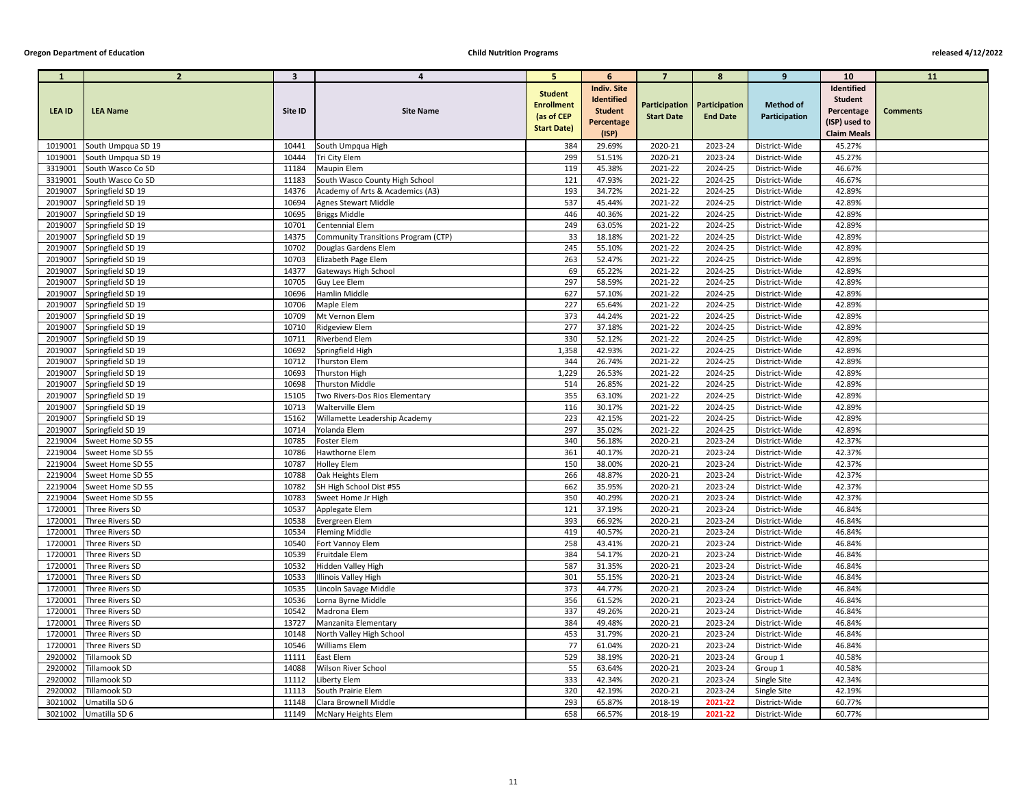| 1 | 2 | 3 | 4 | 5 | 6 | 7 | 8 | 9 | 10 | 11 |
|---|---|---|---|---|---|---|---|---|---|---|
| LEA ID | LEA Name | Site ID | Site Name | Student Enrollment (as of CEP Start Date) | Indiv. Site Identified Student Percentage (ISP) | Participation Start Date | Participation End Date | Method of Participation | Identified Student Percentage (ISP) used to Claim Meals | Comments |
| 1019001 | South Umpqua SD 19 | 10441 | South Umpqua High | 384 | 29.69% | 2020-21 | 2023-24 | District-Wide | 45.27% | |
| 1019001 | South Umpqua SD 19 | 10444 | Tri City Elem | 299 | 51.51% | 2020-21 | 2023-24 | District-Wide | 45.27% | |
| 3319001 | South Wasco Co SD | 11184 | Maupin Elem | 119 | 45.38% | 2021-22 | 2024-25 | District-Wide | 46.67% | |
| 3319001 | South Wasco Co SD | 11183 | South Wasco County High School | 121 | 47.93% | 2021-22 | 2024-25 | District-Wide | 46.67% | |
| 2019007 | Springfield SD 19 | 14376 | Academy of Arts & Academics (A3) | 193 | 34.72% | 2021-22 | 2024-25 | District-Wide | 42.89% | |
| 2019007 | Springfield SD 19 | 10694 | Agnes Stewart Middle | 537 | 45.44% | 2021-22 | 2024-25 | District-Wide | 42.89% | |
| 2019007 | Springfield SD 19 | 10695 | Briggs Middle | 446 | 40.36% | 2021-22 | 2024-25 | District-Wide | 42.89% | |
| 2019007 | Springfield SD 19 | 10701 | Centennial Elem | 249 | 63.05% | 2021-22 | 2024-25 | District-Wide | 42.89% | |
| 2019007 | Springfield SD 19 | 14375 | Community Transitions Program (CTP) | 33 | 18.18% | 2021-22 | 2024-25 | District-Wide | 42.89% | |
| 2019007 | Springfield SD 19 | 10702 | Douglas Gardens Elem | 245 | 55.10% | 2021-22 | 2024-25 | District-Wide | 42.89% | |
| 2019007 | Springfield SD 19 | 10703 | Elizabeth Page Elem | 263 | 52.47% | 2021-22 | 2024-25 | District-Wide | 42.89% | |
| 2019007 | Springfield SD 19 | 14377 | Gateways High School | 69 | 65.22% | 2021-22 | 2024-25 | District-Wide | 42.89% | |
| 2019007 | Springfield SD 19 | 10705 | Guy Lee Elem | 297 | 58.59% | 2021-22 | 2024-25 | District-Wide | 42.89% | |
| 2019007 | Springfield SD 19 | 10696 | Hamlin Middle | 627 | 57.10% | 2021-22 | 2024-25 | District-Wide | 42.89% | |
| 2019007 | Springfield SD 19 | 10706 | Maple Elem | 227 | 65.64% | 2021-22 | 2024-25 | District-Wide | 42.89% | |
| 2019007 | Springfield SD 19 | 10709 | Mt Vernon Elem | 373 | 44.24% | 2021-22 | 2024-25 | District-Wide | 42.89% | |
| 2019007 | Springfield SD 19 | 10710 | Ridgeview Elem | 277 | 37.18% | 2021-22 | 2024-25 | District-Wide | 42.89% | |
| 2019007 | Springfield SD 19 | 10711 | Riverbend Elem | 330 | 52.12% | 2021-22 | 2024-25 | District-Wide | 42.89% | |
| 2019007 | Springfield SD 19 | 10692 | Springfield High | 1,358 | 42.93% | 2021-22 | 2024-25 | District-Wide | 42.89% | |
| 2019007 | Springfield SD 19 | 10712 | Thurston Elem | 344 | 26.74% | 2021-22 | 2024-25 | District-Wide | 42.89% | |
| 2019007 | Springfield SD 19 | 10693 | Thurston High | 1,229 | 26.53% | 2021-22 | 2024-25 | District-Wide | 42.89% | |
| 2019007 | Springfield SD 19 | 10698 | Thurston Middle | 514 | 26.85% | 2021-22 | 2024-25 | District-Wide | 42.89% | |
| 2019007 | Springfield SD 19 | 15105 | Two Rivers-Dos Rios Elementary | 355 | 63.10% | 2021-22 | 2024-25 | District-Wide | 42.89% | |
| 2019007 | Springfield SD 19 | 10713 | Walterville Elem | 116 | 30.17% | 2021-22 | 2024-25 | District-Wide | 42.89% | |
| 2019007 | Springfield SD 19 | 15162 | Willamette Leadership Academy | 223 | 42.15% | 2021-22 | 2024-25 | District-Wide | 42.89% | |
| 2019007 | Springfield SD 19 | 10714 | Yolanda Elem | 297 | 35.02% | 2021-22 | 2024-25 | District-Wide | 42.89% | |
| 2219004 | Sweet Home SD 55 | 10785 | Foster Elem | 340 | 56.18% | 2020-21 | 2023-24 | District-Wide | 42.37% | |
| 2219004 | Sweet Home SD 55 | 10786 | Hawthorne Elem | 361 | 40.17% | 2020-21 | 2023-24 | District-Wide | 42.37% | |
| 2219004 | Sweet Home SD 55 | 10787 | Holley Elem | 150 | 38.00% | 2020-21 | 2023-24 | District-Wide | 42.37% | |
| 2219004 | Sweet Home SD 55 | 10788 | Oak Heights Elem | 266 | 48.87% | 2020-21 | 2023-24 | District-Wide | 42.37% | |
| 2219004 | Sweet Home SD 55 | 10782 | SH High School Dist #55 | 662 | 35.95% | 2020-21 | 2023-24 | District-Wide | 42.37% | |
| 2219004 | Sweet Home SD 55 | 10783 | Sweet Home Jr High | 350 | 40.29% | 2020-21 | 2023-24 | District-Wide | 42.37% | |
| 1720001 | Three Rivers SD | 10537 | Applegate Elem | 121 | 37.19% | 2020-21 | 2023-24 | District-Wide | 46.84% | |
| 1720001 | Three Rivers SD | 10538 | Evergreen Elem | 393 | 66.92% | 2020-21 | 2023-24 | District-Wide | 46.84% | |
| 1720001 | Three Rivers SD | 10534 | Fleming Middle | 419 | 40.57% | 2020-21 | 2023-24 | District-Wide | 46.84% | |
| 1720001 | Three Rivers SD | 10540 | Fort Vannoy Elem | 258 | 43.41% | 2020-21 | 2023-24 | District-Wide | 46.84% | |
| 1720001 | Three Rivers SD | 10539 | Fruitdale Elem | 384 | 54.17% | 2020-21 | 2023-24 | District-Wide | 46.84% | |
| 1720001 | Three Rivers SD | 10532 | Hidden Valley High | 587 | 31.35% | 2020-21 | 2023-24 | District-Wide | 46.84% | |
| 1720001 | Three Rivers SD | 10533 | Illinois Valley High | 301 | 55.15% | 2020-21 | 2023-24 | District-Wide | 46.84% | |
| 1720001 | Three Rivers SD | 10535 | Lincoln Savage Middle | 373 | 44.77% | 2020-21 | 2023-24 | District-Wide | 46.84% | |
| 1720001 | Three Rivers SD | 10536 | Lorna Byrne Middle | 356 | 61.52% | 2020-21 | 2023-24 | District-Wide | 46.84% | |
| 1720001 | Three Rivers SD | 10542 | Madrona Elem | 337 | 49.26% | 2020-21 | 2023-24 | District-Wide | 46.84% | |
| 1720001 | Three Rivers SD | 13727 | Manzanita Elementary | 384 | 49.48% | 2020-21 | 2023-24 | District-Wide | 46.84% | |
| 1720001 | Three Rivers SD | 10148 | North Valley High School | 453 | 31.79% | 2020-21 | 2023-24 | District-Wide | 46.84% | |
| 1720001 | Three Rivers SD | 10546 | Williams Elem | 77 | 61.04% | 2020-21 | 2023-24 | District-Wide | 46.84% | |
| 2920002 | Tillamook SD | 11111 | East Elem | 529 | 38.19% | 2020-21 | 2023-24 | Group 1 | 40.58% | |
| 2920002 | Tillamook SD | 14088 | Wilson River School | 55 | 63.64% | 2020-21 | 2023-24 | Group 1 | 40.58% | |
| 2920002 | Tillamook SD | 11112 | Liberty Elem | 333 | 42.34% | 2020-21 | 2023-24 | Single Site | 42.34% | |
| 2920002 | Tillamook SD | 11113 | South Prairie Elem | 320 | 42.19% | 2020-21 | 2023-24 | Single Site | 42.19% | |
| 3021002 | Umatilla SD 6 | 11148 | Clara Brownell Middle | 293 | 65.87% | 2018-19 | 2021-22 | District-Wide | 60.77% | |
| 3021002 | Umatilla SD 6 | 11149 | McNary Heights Elem | 658 | 66.57% | 2018-19 | 2021-22 | District-Wide | 60.77% | |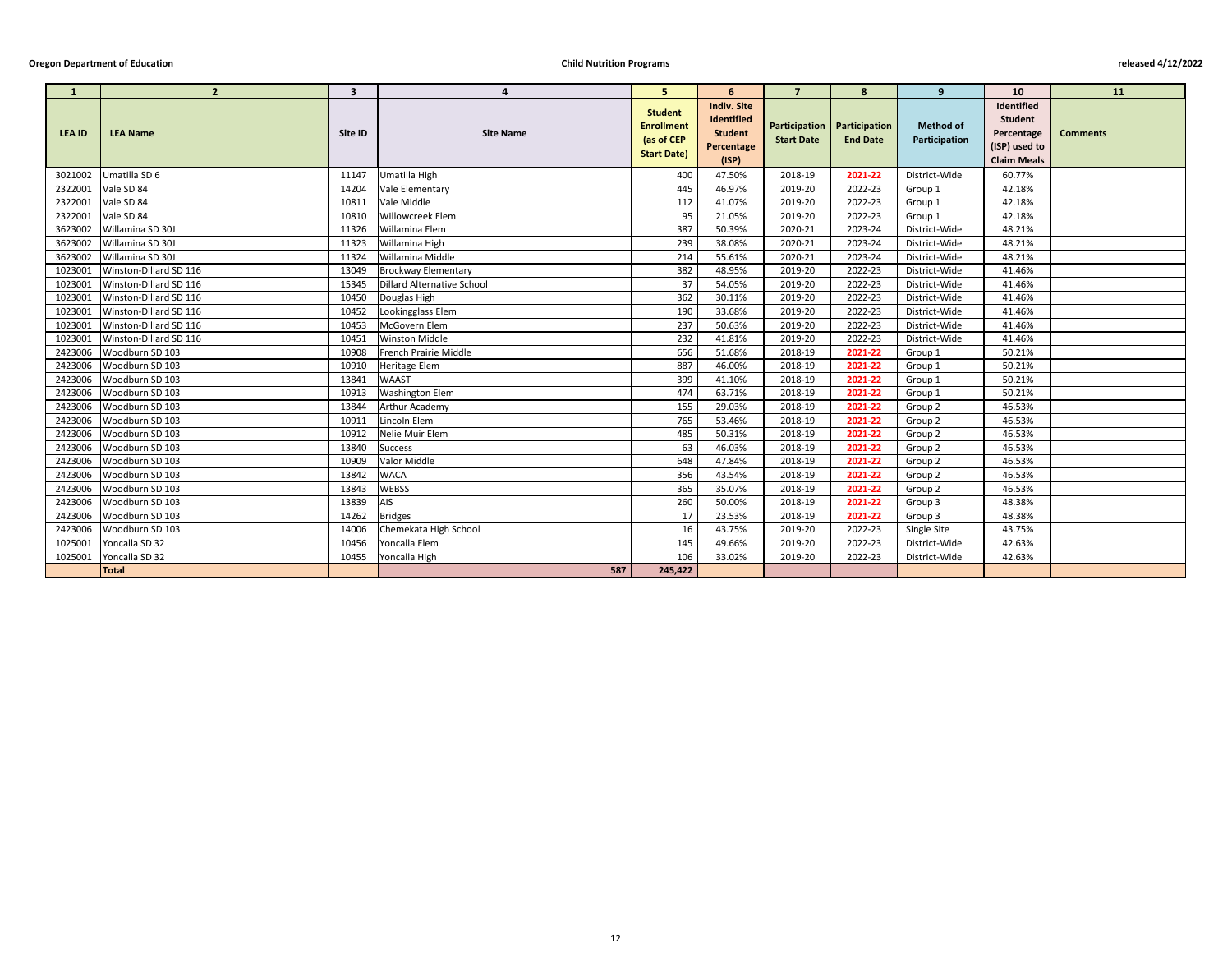| 1 | 2 | 3 | 4 | 5 | 6 | 7 | 8 | 9 | 10 | 11 |
|---|---|---|---|---|---|---|---|---|---|---|
| **LEA ID** | **LEA Name** | **Site ID** | **Site Name** | **Student Enrollment (as of CEP Start Date)** | **Indiv. Site Identified Student Percentage (ISP)** | **Participation Start Date** | **Participation End Date** | **Method of Participation** | **Identified Student Percentage (ISP) used to Claim Meals** | **Comments** |
| 3021002 | Umatilla SD 6 | 11147 | Umatilla High | 400 | 47.50% | 2018-19 | **2021-22** | District-Wide | 60.77% | |
| 2322001 | Vale SD 84 | 14204 | Vale Elementary | 445 | 46.97% | 2019-20 | 2022-23 | Group 1 | 42.18% | |
| 2322001 | Vale SD 84 | 10811 | Vale Middle | 112 | 41.07% | 2019-20 | 2022-23 | Group 1 | 42.18% | |
| 2322001 | Vale SD 84 | 10810 | Willowcreek Elem | 95 | 21.05% | 2019-20 | 2022-23 | Group 1 | 42.18% | |
| 3623002 | Willamina SD 30J | 11326 | Willamina Elem | 387 | 50.39% | 2020-21 | 2023-24 | District-Wide | 48.21% | |
| 3623002 | Willamina SD 30J | 11323 | Willamina High | 239 | 38.08% | 2020-21 | 2023-24 | District-Wide | 48.21% | |
| 3623002 | Willamina SD 30J | 11324 | Willamina Middle | 214 | 55.61% | 2020-21 | 2023-24 | District-Wide | 48.21% | |
| 1023001 | Winston-Dillard SD 116 | 13049 | Brockway Elementary | 382 | 48.95% | 2019-20 | 2022-23 | District-Wide | 41.46% | |
| 1023001 | Winston-Dillard SD 116 | 15345 | Dillard Alternative School | 37 | 54.05% | 2019-20 | 2022-23 | District-Wide | 41.46% | |
| 1023001 | Winston-Dillard SD 116 | 10450 | Douglas High | 362 | 30.11% | 2019-20 | 2022-23 | District-Wide | 41.46% | |
| 1023001 | Winston-Dillard SD 116 | 10452 | Lookingglass Elem | 190 | 33.68% | 2019-20 | 2022-23 | District-Wide | 41.46% | |
| 1023001 | Winston-Dillard SD 116 | 10453 | McGovern Elem | 237 | 50.63% | 2019-20 | 2022-23 | District-Wide | 41.46% | |
| 1023001 | Winston-Dillard SD 116 | 10451 | Winston Middle | 232 | 41.81% | 2019-20 | 2022-23 | District-Wide | 41.46% | |
| 2423006 | Woodburn SD 103 | 10908 | French Prairie Middle | 656 | 51.68% | 2018-19 | **2021-22** | Group 1 | 50.21% | |
| 2423006 | Woodburn SD 103 | 10910 | Heritage Elem | 887 | 46.00% | 2018-19 | **2021-22** | Group 1 | 50.21% | |
| 2423006 | Woodburn SD 103 | 13841 | WAAST | 399 | 41.10% | 2018-19 | **2021-22** | Group 1 | 50.21% | |
| 2423006 | Woodburn SD 103 | 10913 | Washington Elem | 474 | 63.71% | 2018-19 | **2021-22** | Group 1 | 50.21% | |
| 2423006 | Woodburn SD 103 | 13844 | Arthur Academy | 155 | 29.03% | 2018-19 | **2021-22** | Group 2 | 46.53% | |
| 2423006 | Woodburn SD 103 | 10911 | Lincoln Elem | 765 | 53.46% | 2018-19 | **2021-22** | Group 2 | 46.53% | |
| 2423006 | Woodburn SD 103 | 10912 | Nelie Muir Elem | 485 | 50.31% | 2018-19 | **2021-22** | Group 2 | 46.53% | |
| 2423006 | Woodburn SD 103 | 13840 | Success | 63 | 46.03% | 2018-19 | **2021-22** | Group 2 | 46.53% | |
| 2423006 | Woodburn SD 103 | 10909 | Valor Middle | 648 | 47.84% | 2018-19 | **2021-22** | Group 2 | 46.53% | |
| 2423006 | Woodburn SD 103 | 13842 | WACA | 356 | 43.54% | 2018-19 | **2021-22** | Group 2 | 46.53% | |
| 2423006 | Woodburn SD 103 | 13843 | WEBSS | 365 | 35.07% | 2018-19 | **2021-22** | Group 2 | 46.53% | |
| 2423006 | Woodburn SD 103 | 13839 | AIS | 260 | 50.00% | 2018-19 | **2021-22** | Group 3 | 48.38% | |
| 2423006 | Woodburn SD 103 | 14262 | Bridges | 17 | 23.53% | 2018-19 | **2021-22** | Group 3 | 48.38% | |
| 2423006 | Woodburn SD 103 | 14006 | Chemekata High School | 16 | 43.75% | 2019-20 | 2022-23 | Single Site | 43.75% | |
| 1025001 | Yoncalla SD 32 | 10456 | Yoncalla Elem | 145 | 49.66% | 2019-20 | 2022-23 | District-Wide | 42.63% | |
| 1025001 | Yoncalla SD 32 | 10455 | Yoncalla High | 106 | 33.02% | 2019-20 | 2022-23 | District-Wide | 42.63% | |
| | **Total** | | **587** | **245,422** | | | | | | |